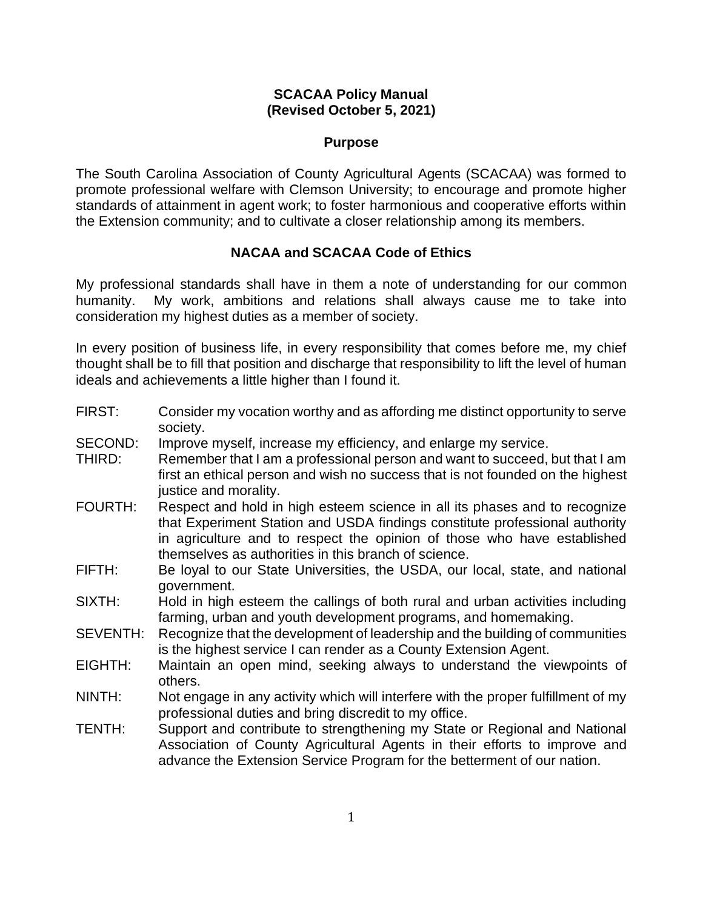# SCACAA Policy Manual
# (Revised October 5, 2021)

## Purpose

The South Carolina Association of County Agricultural Agents (SCACAA) was formed to promote professional welfare with Clemson University; to encourage and promote higher standards of attainment in agent work; to foster harmonious and cooperative efforts within the Extension community; and to cultivate a closer relationship among its members.

## NACAA and SCACAA Code of Ethics

My professional standards shall have in them a note of understanding for our common humanity. My work, ambitions and relations shall always cause me to take into consideration my highest duties as a member of society.

In every position of business life, in every responsibility that comes before me, my chief thought shall be to fill that position and discharge that responsibility to lift the level of human ideals and achievements a little higher than I found it.

FIRST: Consider my vocation worthy and as affording me distinct opportunity to serve society.

SECOND: Improve myself, increase my efficiency, and enlarge my service.

THIRD: Remember that I am a professional person and want to succeed, but that I am first an ethical person and wish no success that is not founded on the highest justice and morality.

FOURTH: Respect and hold in high esteem science in all its phases and to recognize that Experiment Station and USDA findings constitute professional authority in agriculture and to respect the opinion of those who have established themselves as authorities in this branch of science.

FIFTH: Be loyal to our State Universities, the USDA, our local, state, and national government.

SIXTH: Hold in high esteem the callings of both rural and urban activities including farming, urban and youth development programs, and homemaking.

SEVENTH: Recognize that the development of leadership and the building of communities is the highest service I can render as a County Extension Agent.

EIGHTH: Maintain an open mind, seeking always to understand the viewpoints of others.

NINTH: Not engage in any activity which will interfere with the proper fulfillment of my professional duties and bring discredit to my office.

TENTH: Support and contribute to strengthening my State or Regional and National Association of County Agricultural Agents in their efforts to improve and advance the Extension Service Program for the betterment of our nation.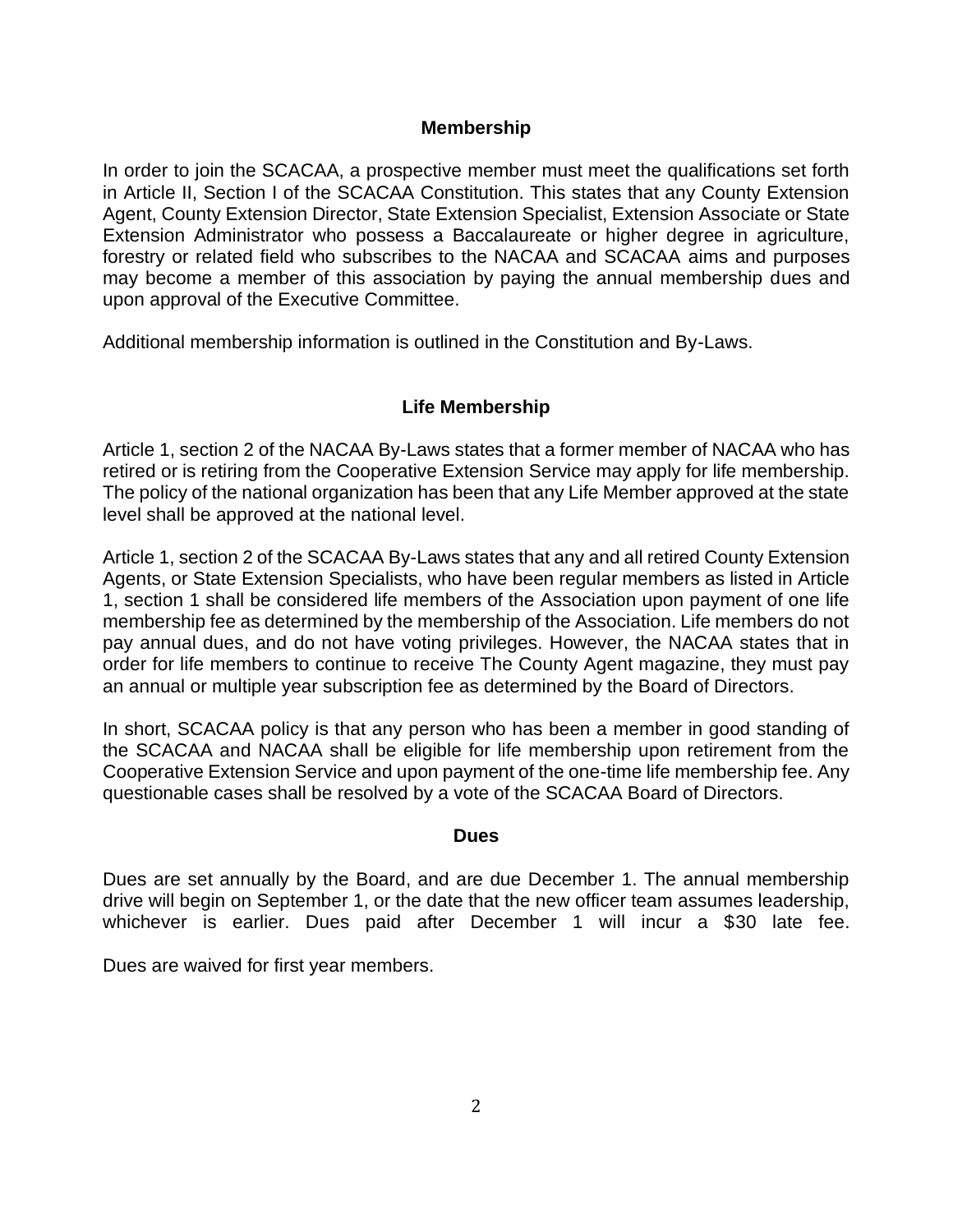## Membership

In order to join the SCACAA, a prospective member must meet the qualifications set forth in Article II, Section I of the SCACAA Constitution. This states that any County Extension Agent, County Extension Director, State Extension Specialist, Extension Associate or State Extension Administrator who possess a Baccalaureate or higher degree in agriculture, forestry or related field who subscribes to the NACAA and SCACAA aims and purposes may become a member of this association by paying the annual membership dues and upon approval of the Executive Committee.

Additional membership information is outlined in the Constitution and By-Laws.

## Life Membership

Article 1, section 2 of the NACAA By-Laws states that a former member of NACAA who has retired or is retiring from the Cooperative Extension Service may apply for life membership. The policy of the national organization has been that any Life Member approved at the state level shall be approved at the national level.

Article 1, section 2 of the SCACAA By-Laws states that any and all retired County Extension Agents, or State Extension Specialists, who have been regular members as listed in Article 1, section 1 shall be considered life members of the Association upon payment of one life membership fee as determined by the membership of the Association. Life members do not pay annual dues, and do not have voting privileges. However, the NACAA states that in order for life members to continue to receive The County Agent magazine, they must pay an annual or multiple year subscription fee as determined by the Board of Directors.

In short, SCACAA policy is that any person who has been a member in good standing of the SCACAA and NACAA shall be eligible for life membership upon retirement from the Cooperative Extension Service and upon payment of the one-time life membership fee. Any questionable cases shall be resolved by a vote of the SCACAA Board of Directors.

## Dues

Dues are set annually by the Board, and are due December 1. The annual membership drive will begin on September 1, or the date that the new officer team assumes leadership, whichever is earlier. Dues paid after December 1 will incur a $30 late fee.

Dues are waived for first year members.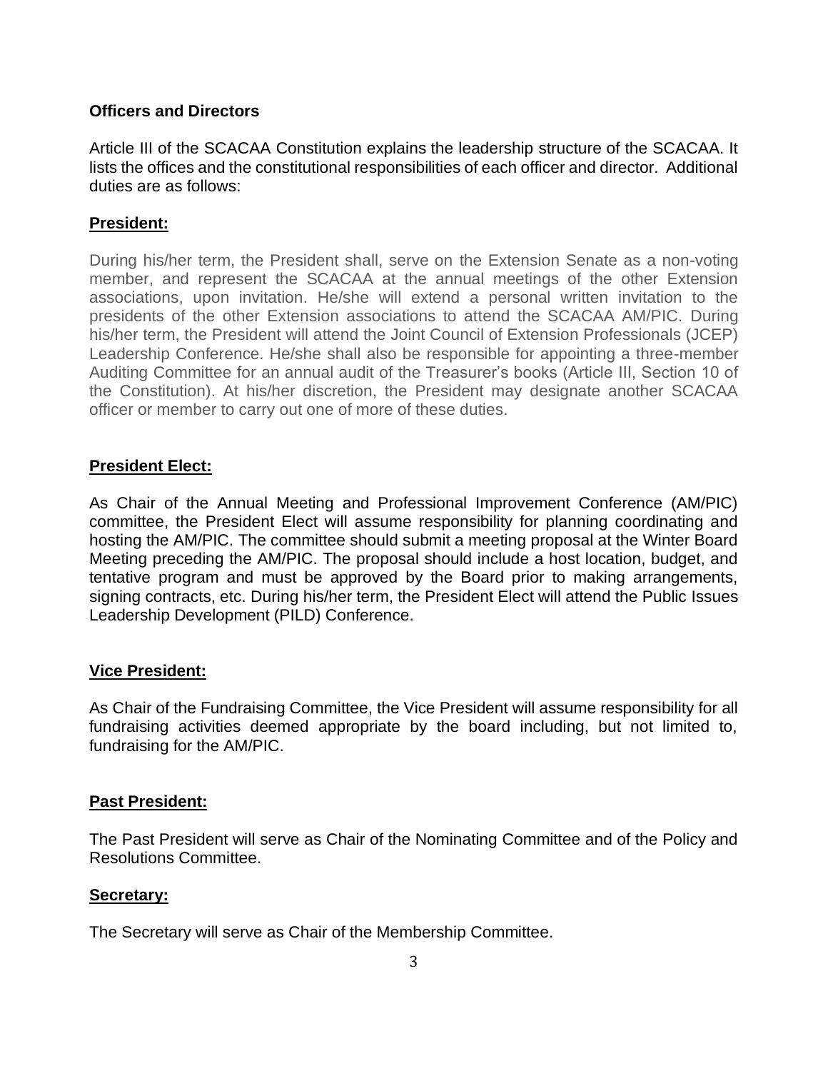**Officers and Directors**

Article III of the SCACAA Constitution explains the leadership structure of the SCACAA. It lists the offices and the constitutional responsibilities of each officer and director. Additional duties are as follows:

**<u>President:</u>**

During his/her term, the President shall, serve on the Extension Senate as a non-voting member, and represent the SCACAA at the annual meetings of the other Extension associations, upon invitation. He/she will extend a personal written invitation to the presidents of the other Extension associations to attend the SCACAA AM/PIC. During his/her term, the President will attend the Joint Council of Extension Professionals (JCEP) Leadership Conference. He/she shall also be responsible for appointing a three-member Auditing Committee for an annual audit of the Treasurer's books (Article III, Section 10 of the Constitution). At his/her discretion, the President may designate another SCACAA officer or member to carry out one of more of these duties.

**<u>President Elect:</u>**

As Chair of the Annual Meeting and Professional Improvement Conference (AM/PIC) committee, the President Elect will assume responsibility for planning coordinating and hosting the AM/PIC. The committee should submit a meeting proposal at the Winter Board Meeting preceding the AM/PIC. The proposal should include a host location, budget, and tentative program and must be approved by the Board prior to making arrangements, signing contracts, etc. During his/her term, the President Elect will attend the Public Issues Leadership Development (PILD) Conference.

**<u>Vice President:</u>**

As Chair of the Fundraising Committee, the Vice President will assume responsibility for all fundraising activities deemed appropriate by the board including, but not limited to, fundraising for the AM/PIC.

**<u>Past President:</u>**

The Past President will serve as Chair of the Nominating Committee and of the Policy and Resolutions Committee.

**<u>Secretary:</u>**

The Secretary will serve as Chair of the Membership Committee.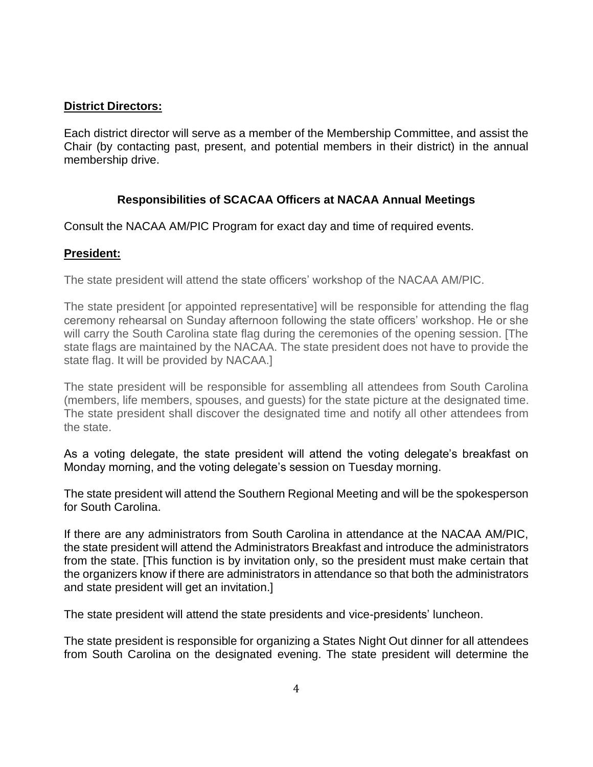**District Directors:**

Each district director will serve as a member of the Membership Committee, and assist the Chair (by contacting past, present, and potential members in their district) in the annual membership drive.

## Responsibilities of SCACAA Officers at NACAA Annual Meetings

Consult the NACAA AM/PIC Program for exact day and time of required events.

**President:**

The state president will attend the state officers' workshop of the NACAA AM/PIC.

The state president [or appointed representative] will be responsible for attending the flag ceremony rehearsal on Sunday afternoon following the state officers' workshop. He or she will carry the South Carolina state flag during the ceremonies of the opening session. [The state flags are maintained by the NACAA. The state president does not have to provide the state flag. It will be provided by NACAA.]

The state president will be responsible for assembling all attendees from South Carolina (members, life members, spouses, and guests) for the state picture at the designated time. The state president shall discover the designated time and notify all other attendees from the state.

As a voting delegate, the state president will attend the voting delegate's breakfast on Monday morning, and the voting delegate's session on Tuesday morning.

The state president will attend the Southern Regional Meeting and will be the spokesperson for South Carolina.

If there are any administrators from South Carolina in attendance at the NACAA AM/PIC, the state president will attend the Administrators Breakfast and introduce the administrators from the state. [This function is by invitation only, so the president must make certain that the organizers know if there are administrators in attendance so that both the administrators and state president will get an invitation.]

The state president will attend the state presidents and vice-presidents' luncheon.

The state president is responsible for organizing a States Night Out dinner for all attendees from South Carolina on the designated evening. The state president will determine the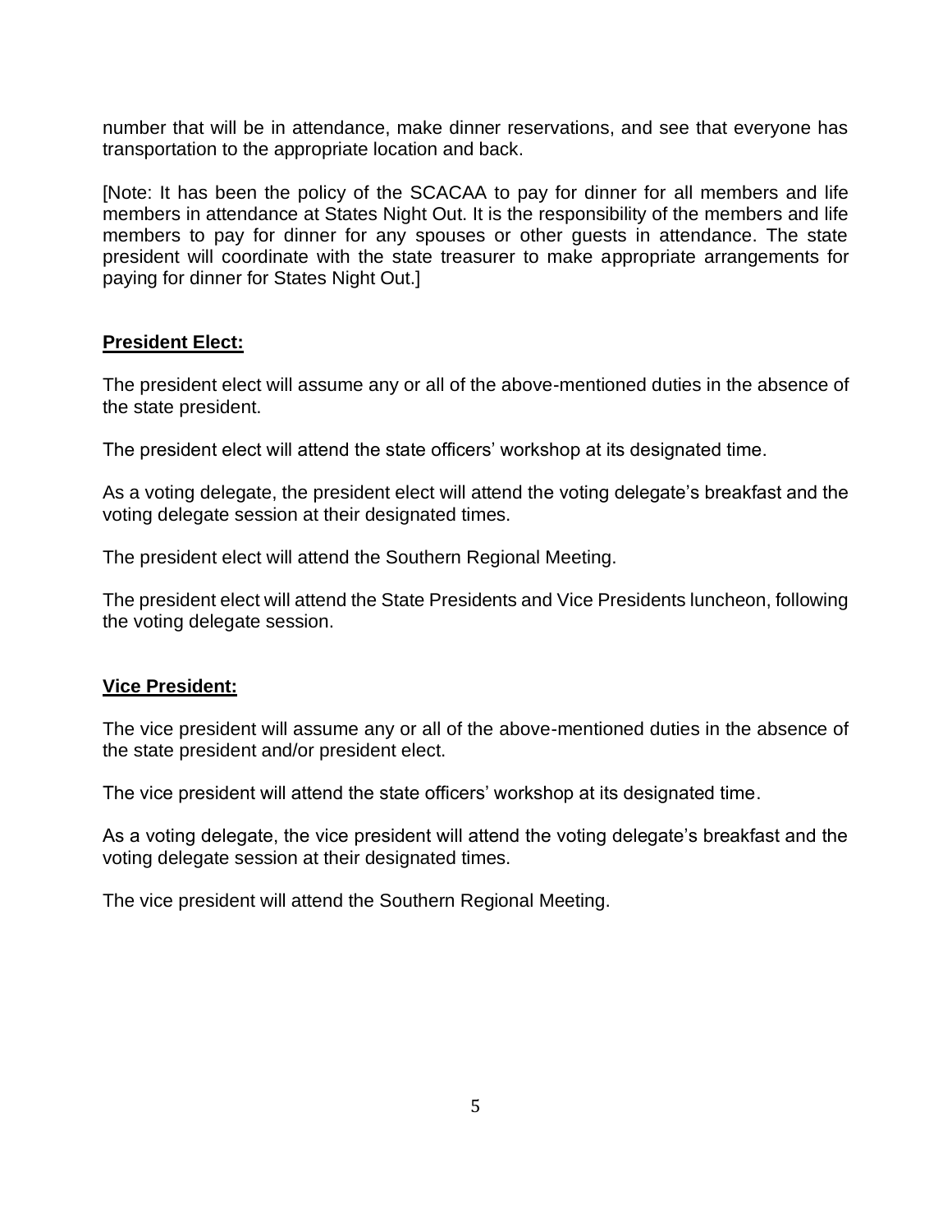number that will be in attendance, make dinner reservations, and see that everyone has transportation to the appropriate location and back.

[Note: It has been the policy of the SCACAA to pay for dinner for all members and life members in attendance at States Night Out. It is the responsibility of the members and life members to pay for dinner for any spouses or other guests in attendance. The state president will coordinate with the state treasurer to make appropriate arrangements for paying for dinner for States Night Out.]

**President Elect:**

The president elect will assume any or all of the above-mentioned duties in the absence of the state president.

The president elect will attend the state officers' workshop at its designated time.

As a voting delegate, the president elect will attend the voting delegate's breakfast and the voting delegate session at their designated times.

The president elect will attend the Southern Regional Meeting.

The president elect will attend the State Presidents and Vice Presidents luncheon, following the voting delegate session.

**Vice President:**

The vice president will assume any or all of the above-mentioned duties in the absence of the state president and/or president elect.

The vice president will attend the state officers' workshop at its designated time.

As a voting delegate, the vice president will attend the voting delegate's breakfast and the voting delegate session at their designated times.

The vice president will attend the Southern Regional Meeting.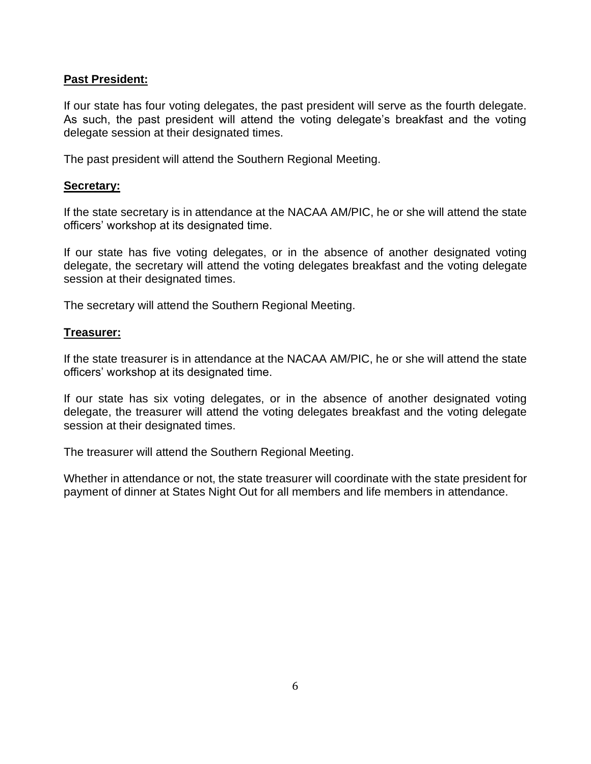**Past President:**

If our state has four voting delegates, the past president will serve as the fourth delegate. As such, the past president will attend the voting delegate's breakfast and the voting delegate session at their designated times.

The past president will attend the Southern Regional Meeting.

**Secretary:**

If the state secretary is in attendance at the NACAA AM/PIC, he or she will attend the state officers' workshop at its designated time.

If our state has five voting delegates, or in the absence of another designated voting delegate, the secretary will attend the voting delegates breakfast and the voting delegate session at their designated times.

The secretary will attend the Southern Regional Meeting.

**Treasurer:**

If the state treasurer is in attendance at the NACAA AM/PIC, he or she will attend the state officers' workshop at its designated time.

If our state has six voting delegates, or in the absence of another designated voting delegate, the treasurer will attend the voting delegates breakfast and the voting delegate session at their designated times.

The treasurer will attend the Southern Regional Meeting.

Whether in attendance or not, the state treasurer will coordinate with the state president for payment of dinner at States Night Out for all members and life members in attendance.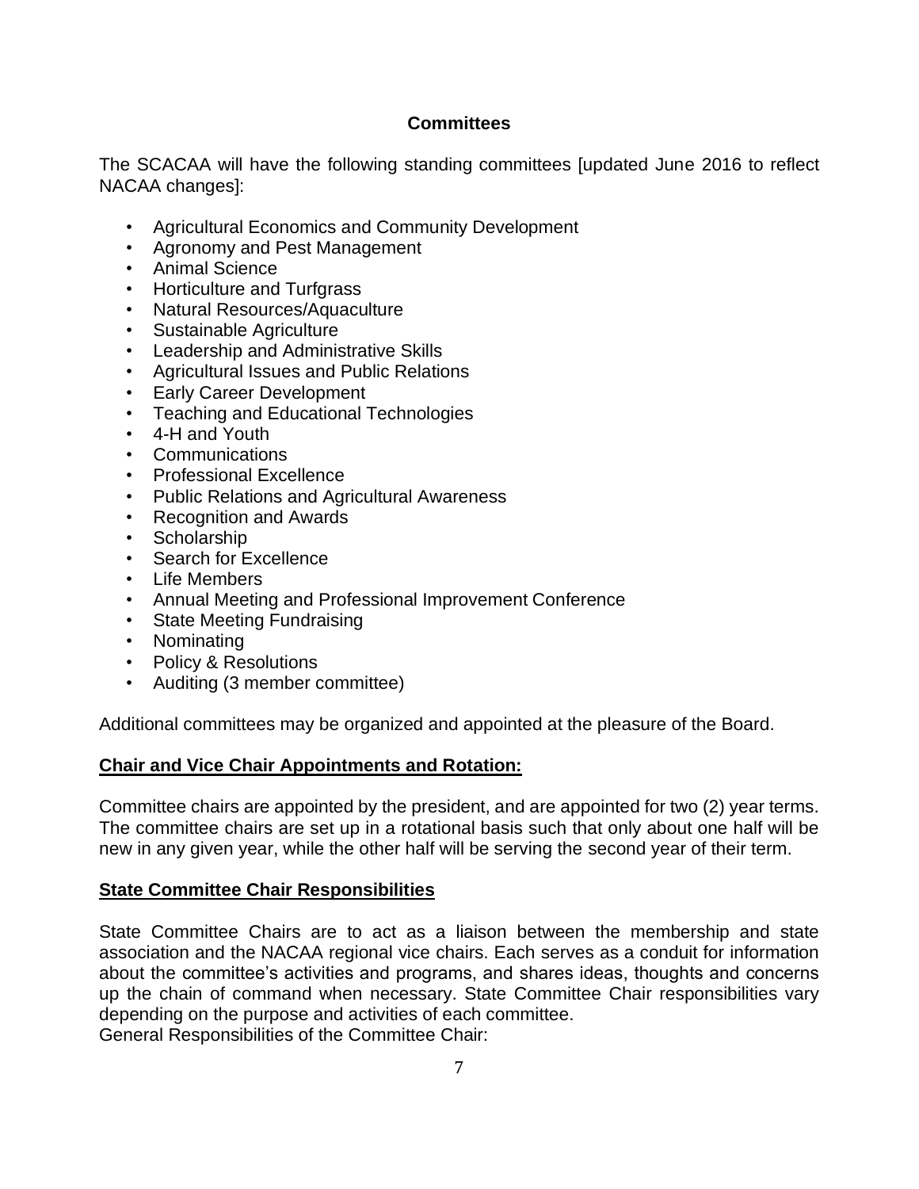## Committees

The SCACAA will have the following standing committees [updated June 2016 to reflect NACAA changes]:

- Agricultural Economics and Community Development
- Agronomy and Pest Management
- Animal Science
- Horticulture and Turfgrass
- Natural Resources/Aquaculture
- Sustainable Agriculture
- Leadership and Administrative Skills
- Agricultural Issues and Public Relations
- Early Career Development
- Teaching and Educational Technologies
- 4-H and Youth
- Communications
- Professional Excellence
- Public Relations and Agricultural Awareness
- Recognition and Awards
- Scholarship
- Search for Excellence
- Life Members
- Annual Meeting and Professional Improvement Conference
- State Meeting Fundraising
- Nominating
- Policy & Resolutions
- Auditing (3 member committee)

Additional committees may be organized and appointed at the pleasure of the Board.

### Chair and Vice Chair Appointments and Rotation:

Committee chairs are appointed by the president, and are appointed for two (2) year terms. The committee chairs are set up in a rotational basis such that only about one half will be new in any given year, while the other half will be serving the second year of their term.

### State Committee Chair Responsibilities

State Committee Chairs are to act as a liaison between the membership and state association and the NACAA regional vice chairs. Each serves as a conduit for information about the committee's activities and programs, and shares ideas, thoughts and concerns up the chain of command when necessary. State Committee Chair responsibilities vary depending on the purpose and activities of each committee.

General Responsibilities of the Committee Chair: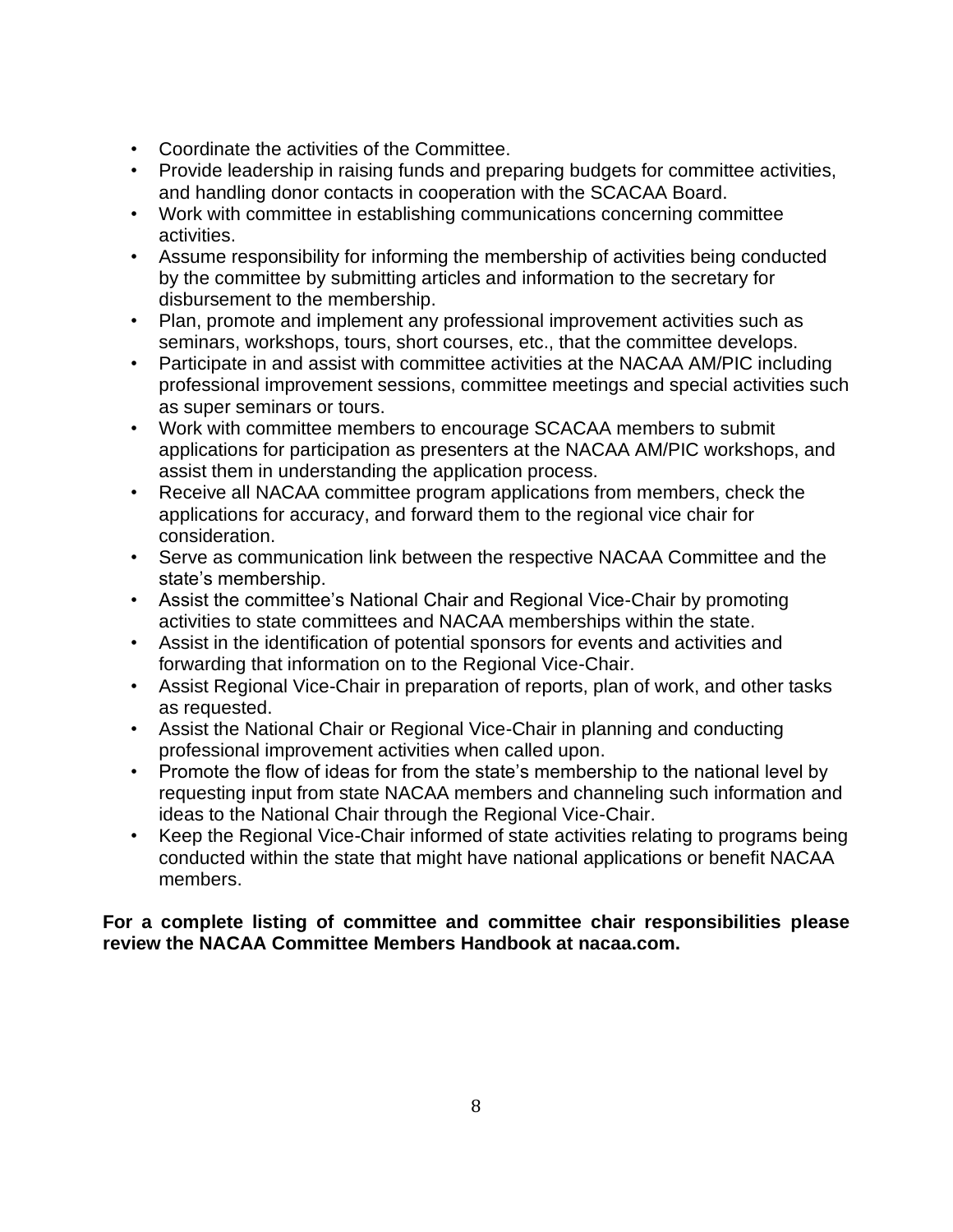- Coordinate the activities of the Committee.
- Provide leadership in raising funds and preparing budgets for committee activities, and handling donor contacts in cooperation with the SCACAA Board.
- Work with committee in establishing communications concerning committee activities.
- Assume responsibility for informing the membership of activities being conducted by the committee by submitting articles and information to the secretary for disbursement to the membership.
- Plan, promote and implement any professional improvement activities such as seminars, workshops, tours, short courses, etc., that the committee develops.
- Participate in and assist with committee activities at the NACAA AM/PIC including professional improvement sessions, committee meetings and special activities such as super seminars or tours.
- Work with committee members to encourage SCACAA members to submit applications for participation as presenters at the NACAA AM/PIC workshops, and assist them in understanding the application process.
- Receive all NACAA committee program applications from members, check the applications for accuracy, and forward them to the regional vice chair for consideration.
- Serve as communication link between the respective NACAA Committee and the state's membership.
- Assist the committee's National Chair and Regional Vice-Chair by promoting activities to state committees and NACAA memberships within the state.
- Assist in the identification of potential sponsors for events and activities and forwarding that information on to the Regional Vice-Chair.
- Assist Regional Vice-Chair in preparation of reports, plan of work, and other tasks as requested.
- Assist the National Chair or Regional Vice-Chair in planning and conducting professional improvement activities when called upon.
- Promote the flow of ideas for from the state's membership to the national level by requesting input from state NACAA members and channeling such information and ideas to the National Chair through the Regional Vice-Chair.
- Keep the Regional Vice-Chair informed of state activities relating to programs being conducted within the state that might have national applications or benefit NACAA members.

**For a complete listing of committee and committee chair responsibilities please review the NACAA Committee Members Handbook at nacaa.com.**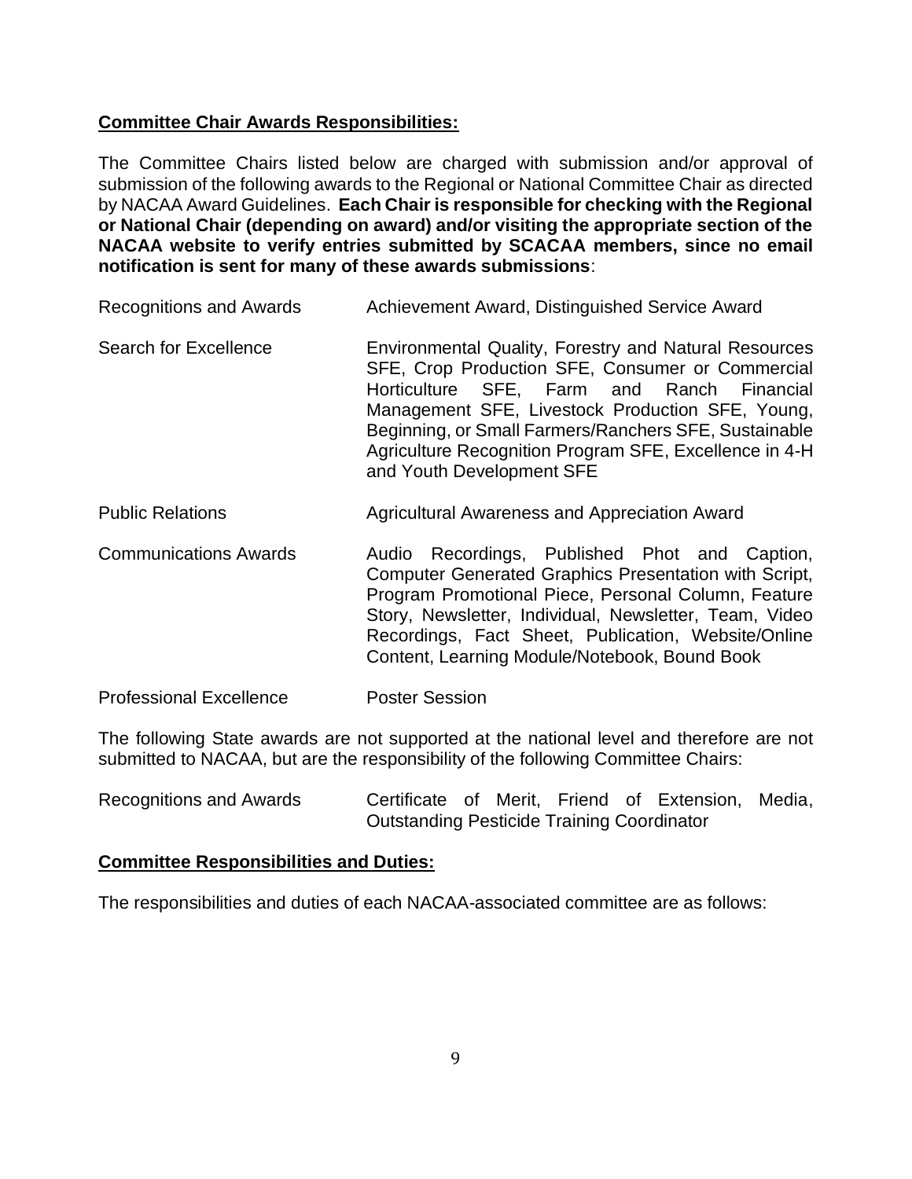**Committee Chair Awards Responsibilities:**

The Committee Chairs listed below are charged with submission and/or approval of submission of the following awards to the Regional or National Committee Chair as directed by NACAA Award Guidelines. **Each Chair is responsible for checking with the Regional or National Chair (depending on award) and/or visiting the appropriate section of the NACAA website to verify entries submitted by SCACAA members, since no email notification is sent for many of these awards submissions**:

| | |
|---|---|
| Recognitions and Awards | Achievement Award, Distinguished Service Award |
| Search for Excellence | Environmental Quality, Forestry and Natural Resources SFE, Crop Production SFE, Consumer or Commercial Horticulture SFE, Farm and Ranch Financial Management SFE, Livestock Production SFE, Young, Beginning, or Small Farmers/Ranchers SFE, Sustainable Agriculture Recognition Program SFE, Excellence in 4-H and Youth Development SFE |
| Public Relations | Agricultural Awareness and Appreciation Award |
| Communications Awards | Audio Recordings, Published Phot and Caption, Computer Generated Graphics Presentation with Script, Program Promotional Piece, Personal Column, Feature Story, Newsletter, Individual, Newsletter, Team, Video Recordings, Fact Sheet, Publication, Website/Online Content, Learning Module/Notebook, Bound Book |
| Professional Excellence | Poster Session |

The following State awards are not supported at the national level and therefore are not submitted to NACAA, but are the responsibility of the following Committee Chairs:

| | |
|---|---|
| Recognitions and Awards | Certificate of Merit, Friend of Extension, Media, Outstanding Pesticide Training Coordinator |

**Committee Responsibilities and Duties:**

The responsibilities and duties of each NACAA-associated committee are as follows: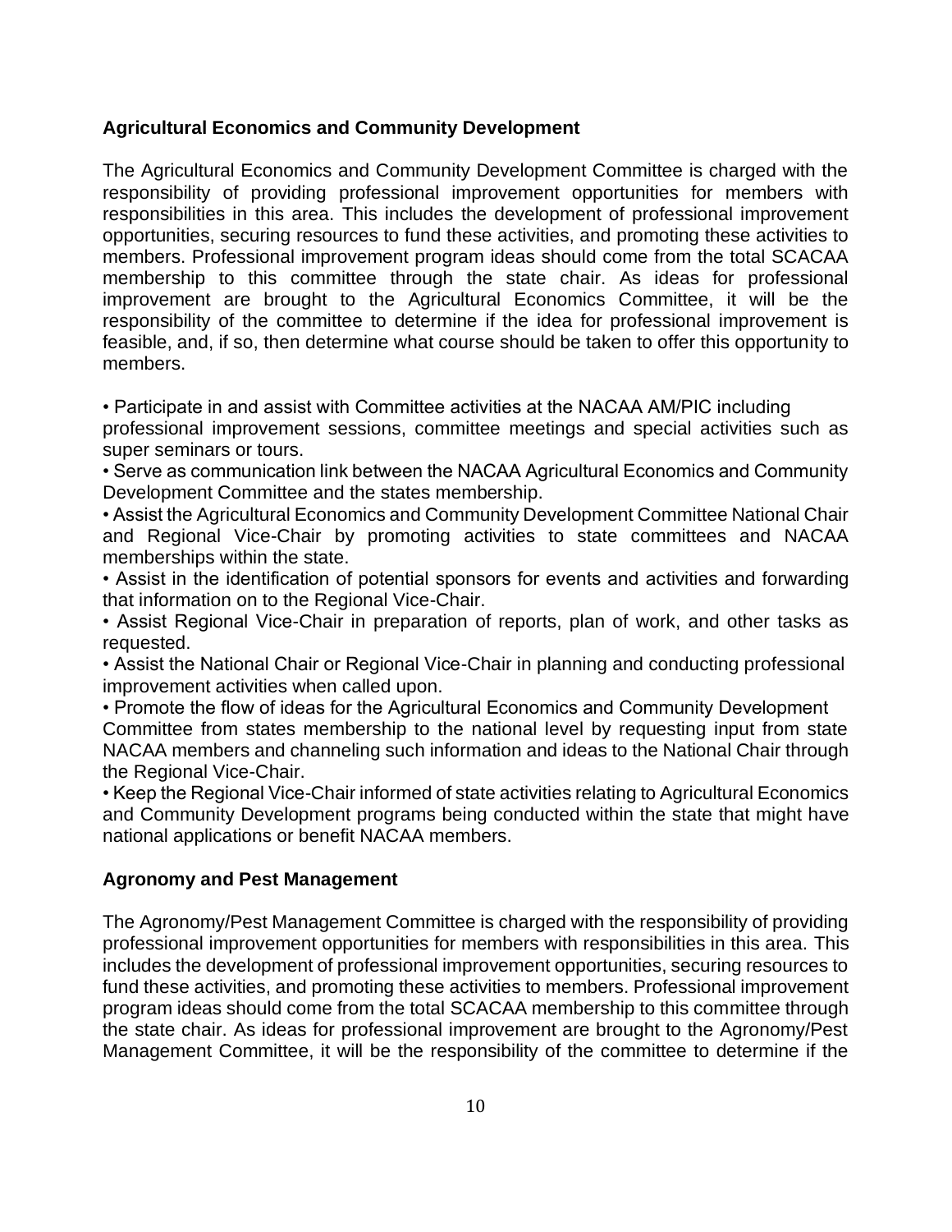### Agricultural Economics and Community Development

The Agricultural Economics and Community Development Committee is charged with the responsibility of providing professional improvement opportunities for members with responsibilities in this area. This includes the development of professional improvement opportunities, securing resources to fund these activities, and promoting these activities to members. Professional improvement program ideas should come from the total SCACAA membership to this committee through the state chair. As ideas for professional improvement are brought to the Agricultural Economics Committee, it will be the responsibility of the committee to determine if the idea for professional improvement is feasible, and, if so, then determine what course should be taken to offer this opportunity to members.

- Participate in and assist with Committee activities at the NACAA AM/PIC including professional improvement sessions, committee meetings and special activities such as super seminars or tours.
- Serve as communication link between the NACAA Agricultural Economics and Community Development Committee and the states membership.
- Assist the Agricultural Economics and Community Development Committee National Chair and Regional Vice-Chair by promoting activities to state committees and NACAA memberships within the state.
- Assist in the identification of potential sponsors for events and activities and forwarding that information on to the Regional Vice-Chair.
- Assist Regional Vice-Chair in preparation of reports, plan of work, and other tasks as requested.
- Assist the National Chair or Regional Vice-Chair in planning and conducting professional improvement activities when called upon.
- Promote the flow of ideas for the Agricultural Economics and Community Development Committee from states membership to the national level by requesting input from state NACAA members and channeling such information and ideas to the National Chair through the Regional Vice-Chair.
- Keep the Regional Vice-Chair informed of state activities relating to Agricultural Economics and Community Development programs being conducted within the state that might have national applications or benefit NACAA members.

### Agronomy and Pest Management

The Agronomy/Pest Management Committee is charged with the responsibility of providing professional improvement opportunities for members with responsibilities in this area. This includes the development of professional improvement opportunities, securing resources to fund these activities, and promoting these activities to members. Professional improvement program ideas should come from the total SCACAA membership to this committee through the state chair. As ideas for professional improvement are brought to the Agronomy/Pest Management Committee, it will be the responsibility of the committee to determine if the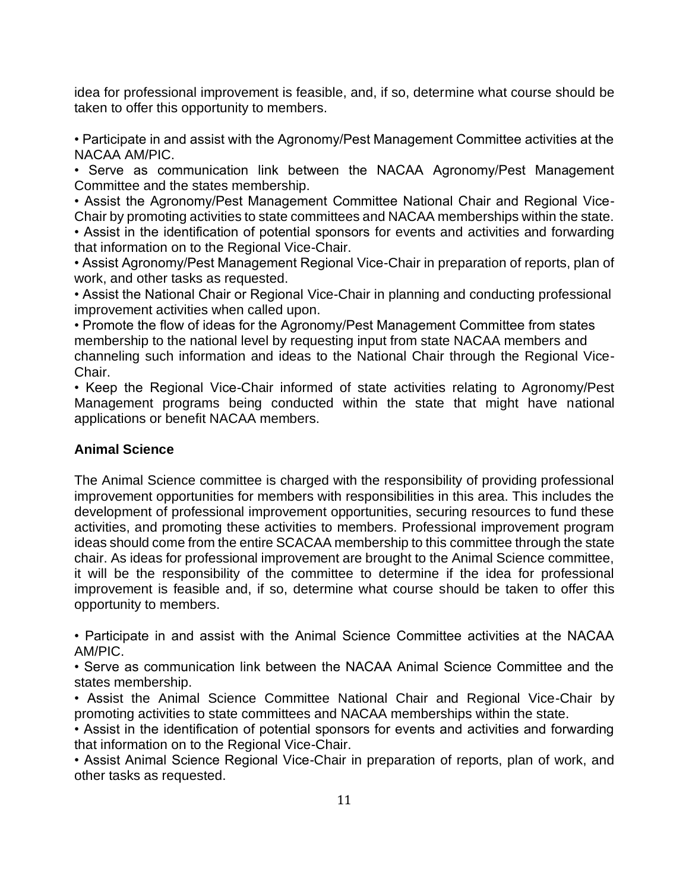idea for professional improvement is feasible, and, if so, determine what course should be taken to offer this opportunity to members.

• Participate in and assist with the Agronomy/Pest Management Committee activities at the NACAA AM/PIC.
• Serve as communication link between the NACAA Agronomy/Pest Management Committee and the states membership.
• Assist the Agronomy/Pest Management Committee National Chair and Regional Vice-Chair by promoting activities to state committees and NACAA memberships within the state.
• Assist in the identification of potential sponsors for events and activities and forwarding that information on to the Regional Vice-Chair.
• Assist Agronomy/Pest Management Regional Vice-Chair in preparation of reports, plan of work, and other tasks as requested.
• Assist the National Chair or Regional Vice-Chair in planning and conducting professional improvement activities when called upon.
• Promote the flow of ideas for the Agronomy/Pest Management Committee from states membership to the national level by requesting input from state NACAA members and channeling such information and ideas to the National Chair through the Regional Vice-Chair.
• Keep the Regional Vice-Chair informed of state activities relating to Agronomy/Pest Management programs being conducted within the state that might have national applications or benefit NACAA members.

**Animal Science**

The Animal Science committee is charged with the responsibility of providing professional improvement opportunities for members with responsibilities in this area. This includes the development of professional improvement opportunities, securing resources to fund these activities, and promoting these activities to members. Professional improvement program ideas should come from the entire SCACAA membership to this committee through the state chair. As ideas for professional improvement are brought to the Animal Science committee, it will be the responsibility of the committee to determine if the idea for professional improvement is feasible and, if so, determine what course should be taken to offer this opportunity to members.

• Participate in and assist with the Animal Science Committee activities at the NACAA AM/PIC.
• Serve as communication link between the NACAA Animal Science Committee and the states membership.
• Assist the Animal Science Committee National Chair and Regional Vice-Chair by promoting activities to state committees and NACAA memberships within the state.
• Assist in the identification of potential sponsors for events and activities and forwarding that information on to the Regional Vice-Chair.
• Assist Animal Science Regional Vice-Chair in preparation of reports, plan of work, and other tasks as requested.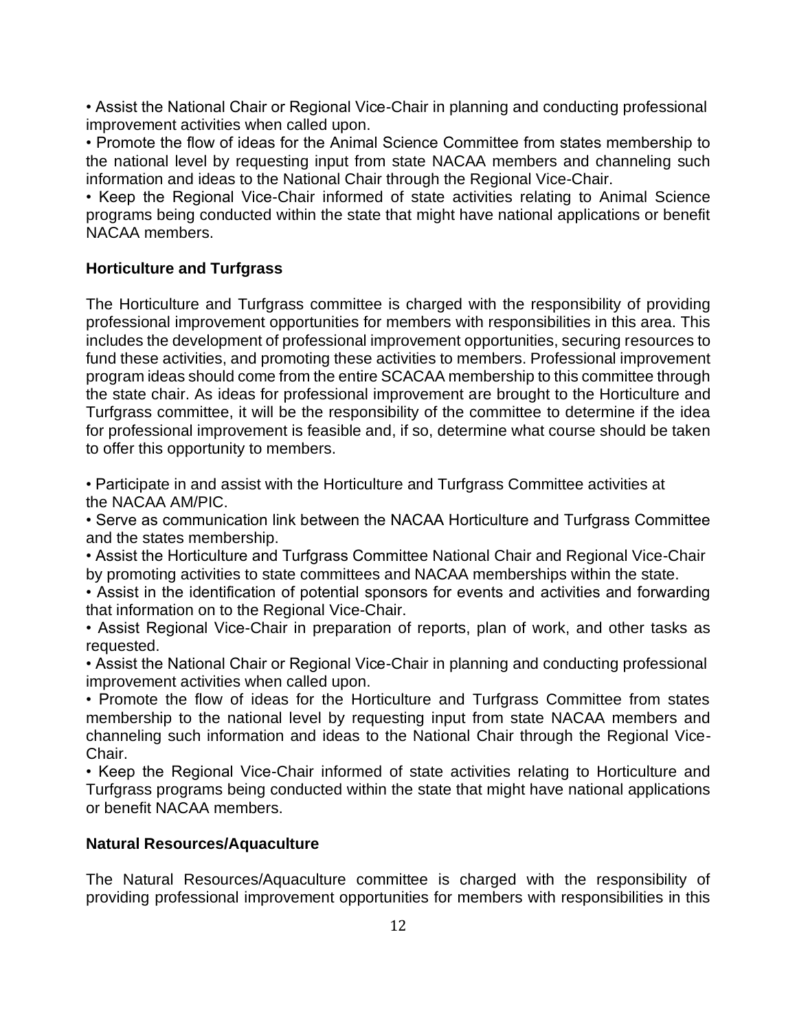- Assist the National Chair or Regional Vice-Chair in planning and conducting professional improvement activities when called upon.
- Promote the flow of ideas for the Animal Science Committee from states membership to the national level by requesting input from state NACAA members and channeling such information and ideas to the National Chair through the Regional Vice-Chair.
- Keep the Regional Vice-Chair informed of state activities relating to Animal Science programs being conducted within the state that might have national applications or benefit NACAA members.

**Horticulture and Turfgrass**

The Horticulture and Turfgrass committee is charged with the responsibility of providing professional improvement opportunities for members with responsibilities in this area. This includes the development of professional improvement opportunities, securing resources to fund these activities, and promoting these activities to members. Professional improvement program ideas should come from the entire SCACAA membership to this committee through the state chair. As ideas for professional improvement are brought to the Horticulture and Turfgrass committee, it will be the responsibility of the committee to determine if the idea for professional improvement is feasible and, if so, determine what course should be taken to offer this opportunity to members.

- Participate in and assist with the Horticulture and Turfgrass Committee activities at the NACAA AM/PIC.
- Serve as communication link between the NACAA Horticulture and Turfgrass Committee and the states membership.
- Assist the Horticulture and Turfgrass Committee National Chair and Regional Vice-Chair by promoting activities to state committees and NACAA memberships within the state.
- Assist in the identification of potential sponsors for events and activities and forwarding that information on to the Regional Vice-Chair.
- Assist Regional Vice-Chair in preparation of reports, plan of work, and other tasks as requested.
- Assist the National Chair or Regional Vice-Chair in planning and conducting professional improvement activities when called upon.
- Promote the flow of ideas for the Horticulture and Turfgrass Committee from states membership to the national level by requesting input from state NACAA members and channeling such information and ideas to the National Chair through the Regional Vice-Chair.
- Keep the Regional Vice-Chair informed of state activities relating to Horticulture and Turfgrass programs being conducted within the state that might have national applications or benefit NACAA members.

**Natural Resources/Aquaculture**

The Natural Resources/Aquaculture committee is charged with the responsibility of providing professional improvement opportunities for members with responsibilities in this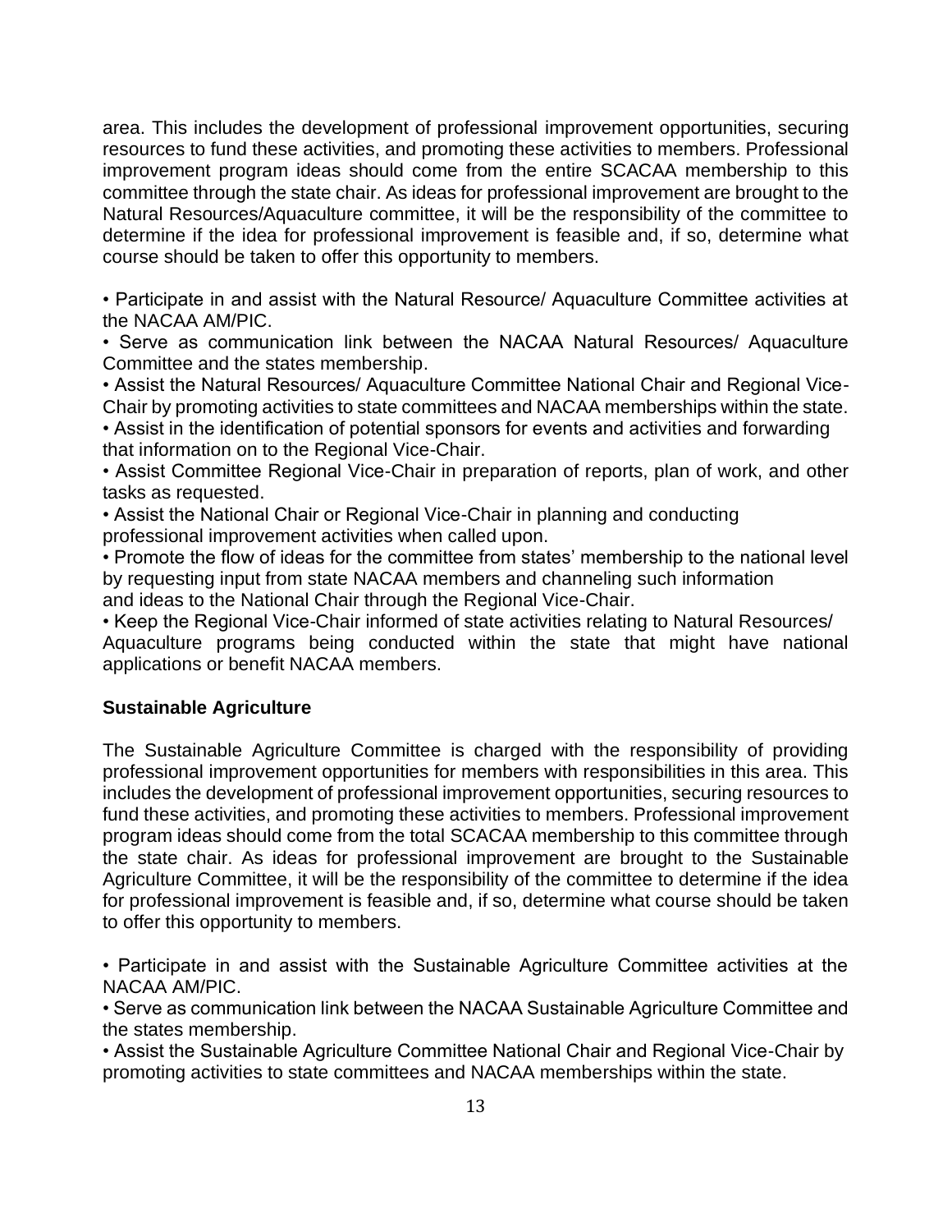area. This includes the development of professional improvement opportunities, securing resources to fund these activities, and promoting these activities to members. Professional improvement program ideas should come from the entire SCACAA membership to this committee through the state chair. As ideas for professional improvement are brought to the Natural Resources/Aquaculture committee, it will be the responsibility of the committee to determine if the idea for professional improvement is feasible and, if so, determine what course should be taken to offer this opportunity to members.

• Participate in and assist with the Natural Resource/ Aquaculture Committee activities at the NACAA AM/PIC.
• Serve as communication link between the NACAA Natural Resources/ Aquaculture Committee and the states membership.
• Assist the Natural Resources/ Aquaculture Committee National Chair and Regional Vice-Chair by promoting activities to state committees and NACAA memberships within the state.
• Assist in the identification of potential sponsors for events and activities and forwarding that information on to the Regional Vice-Chair.
• Assist Committee Regional Vice-Chair in preparation of reports, plan of work, and other tasks as requested.
• Assist the National Chair or Regional Vice-Chair in planning and conducting professional improvement activities when called upon.
• Promote the flow of ideas for the committee from states' membership to the national level by requesting input from state NACAA members and channeling such information and ideas to the National Chair through the Regional Vice-Chair.
• Keep the Regional Vice-Chair informed of state activities relating to Natural Resources/ Aquaculture programs being conducted within the state that might have national applications or benefit NACAA members.

**Sustainable Agriculture**

The Sustainable Agriculture Committee is charged with the responsibility of providing professional improvement opportunities for members with responsibilities in this area. This includes the development of professional improvement opportunities, securing resources to fund these activities, and promoting these activities to members. Professional improvement program ideas should come from the total SCACAA membership to this committee through the state chair. As ideas for professional improvement are brought to the Sustainable Agriculture Committee, it will be the responsibility of the committee to determine if the idea for professional improvement is feasible and, if so, determine what course should be taken to offer this opportunity to members.

• Participate in and assist with the Sustainable Agriculture Committee activities at the NACAA AM/PIC.
• Serve as communication link between the NACAA Sustainable Agriculture Committee and the states membership.
• Assist the Sustainable Agriculture Committee National Chair and Regional Vice-Chair by promoting activities to state committees and NACAA memberships within the state.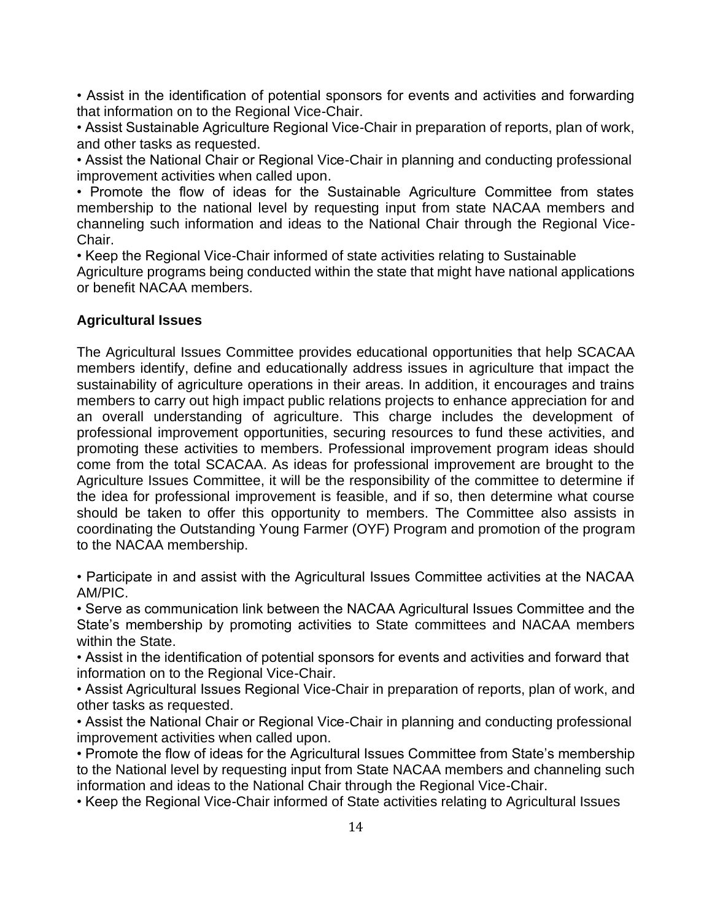- Assist in the identification of potential sponsors for events and activities and forwarding that information on to the Regional Vice-Chair.
- Assist Sustainable Agriculture Regional Vice-Chair in preparation of reports, plan of work, and other tasks as requested.
- Assist the National Chair or Regional Vice-Chair in planning and conducting professional improvement activities when called upon.
- Promote the flow of ideas for the Sustainable Agriculture Committee from states membership to the national level by requesting input from state NACAA members and channeling such information and ideas to the National Chair through the Regional Vice-Chair.
- Keep the Regional Vice-Chair informed of state activities relating to Sustainable Agriculture programs being conducted within the state that might have national applications or benefit NACAA members.

**Agricultural Issues**

The Agricultural Issues Committee provides educational opportunities that help SCACAA members identify, define and educationally address issues in agriculture that impact the sustainability of agriculture operations in their areas. In addition, it encourages and trains members to carry out high impact public relations projects to enhance appreciation for and an overall understanding of agriculture. This charge includes the development of professional improvement opportunities, securing resources to fund these activities, and promoting these activities to members. Professional improvement program ideas should come from the total SCACAA. As ideas for professional improvement are brought to the Agriculture Issues Committee, it will be the responsibility of the committee to determine if the idea for professional improvement is feasible, and if so, then determine what course should be taken to offer this opportunity to members. The Committee also assists in coordinating the Outstanding Young Farmer (OYF) Program and promotion of the program to the NACAA membership.

- Participate in and assist with the Agricultural Issues Committee activities at the NACAA AM/PIC.
- Serve as communication link between the NACAA Agricultural Issues Committee and the State's membership by promoting activities to State committees and NACAA members within the State.
- Assist in the identification of potential sponsors for events and activities and forward that information on to the Regional Vice-Chair.
- Assist Agricultural Issues Regional Vice-Chair in preparation of reports, plan of work, and other tasks as requested.
- Assist the National Chair or Regional Vice-Chair in planning and conducting professional improvement activities when called upon.
- Promote the flow of ideas for the Agricultural Issues Committee from State's membership to the National level by requesting input from State NACAA members and channeling such information and ideas to the National Chair through the Regional Vice-Chair.
- Keep the Regional Vice-Chair informed of State activities relating to Agricultural Issues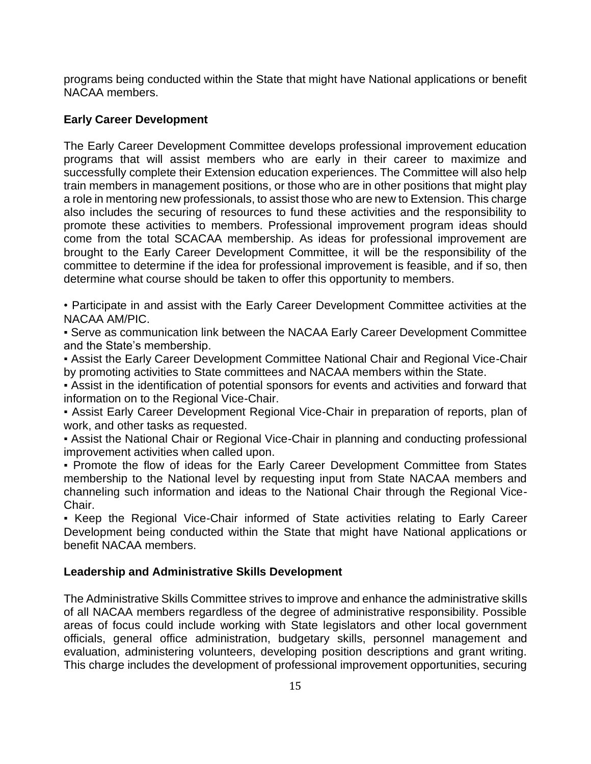programs being conducted within the State that might have National applications or benefit NACAA members.

### Early Career Development

The Early Career Development Committee develops professional improvement education programs that will assist members who are early in their career to maximize and successfully complete their Extension education experiences. The Committee will also help train members in management positions, or those who are in other positions that might play a role in mentoring new professionals, to assist those who are new to Extension. This charge also includes the securing of resources to fund these activities and the responsibility to promote these activities to members. Professional improvement program ideas should come from the total SCACAA membership. As ideas for professional improvement are brought to the Early Career Development Committee, it will be the responsibility of the committee to determine if the idea for professional improvement is feasible, and if so, then determine what course should be taken to offer this opportunity to members.

- Participate in and assist with the Early Career Development Committee activities at the NACAA AM/PIC.
- Serve as communication link between the NACAA Early Career Development Committee and the State's membership.
- Assist the Early Career Development Committee National Chair and Regional Vice-Chair by promoting activities to State committees and NACAA members within the State.
- Assist in the identification of potential sponsors for events and activities and forward that information on to the Regional Vice-Chair.
- Assist Early Career Development Regional Vice-Chair in preparation of reports, plan of work, and other tasks as requested.
- Assist the National Chair or Regional Vice-Chair in planning and conducting professional improvement activities when called upon.
- Promote the flow of ideas for the Early Career Development Committee from States membership to the National level by requesting input from State NACAA members and channeling such information and ideas to the National Chair through the Regional Vice-Chair.
- Keep the Regional Vice-Chair informed of State activities relating to Early Career Development being conducted within the State that might have National applications or benefit NACAA members.

### Leadership and Administrative Skills Development

The Administrative Skills Committee strives to improve and enhance the administrative skills of all NACAA members regardless of the degree of administrative responsibility. Possible areas of focus could include working with State legislators and other local government officials, general office administration, budgetary skills, personnel management and evaluation, administering volunteers, developing position descriptions and grant writing. This charge includes the development of professional improvement opportunities, securing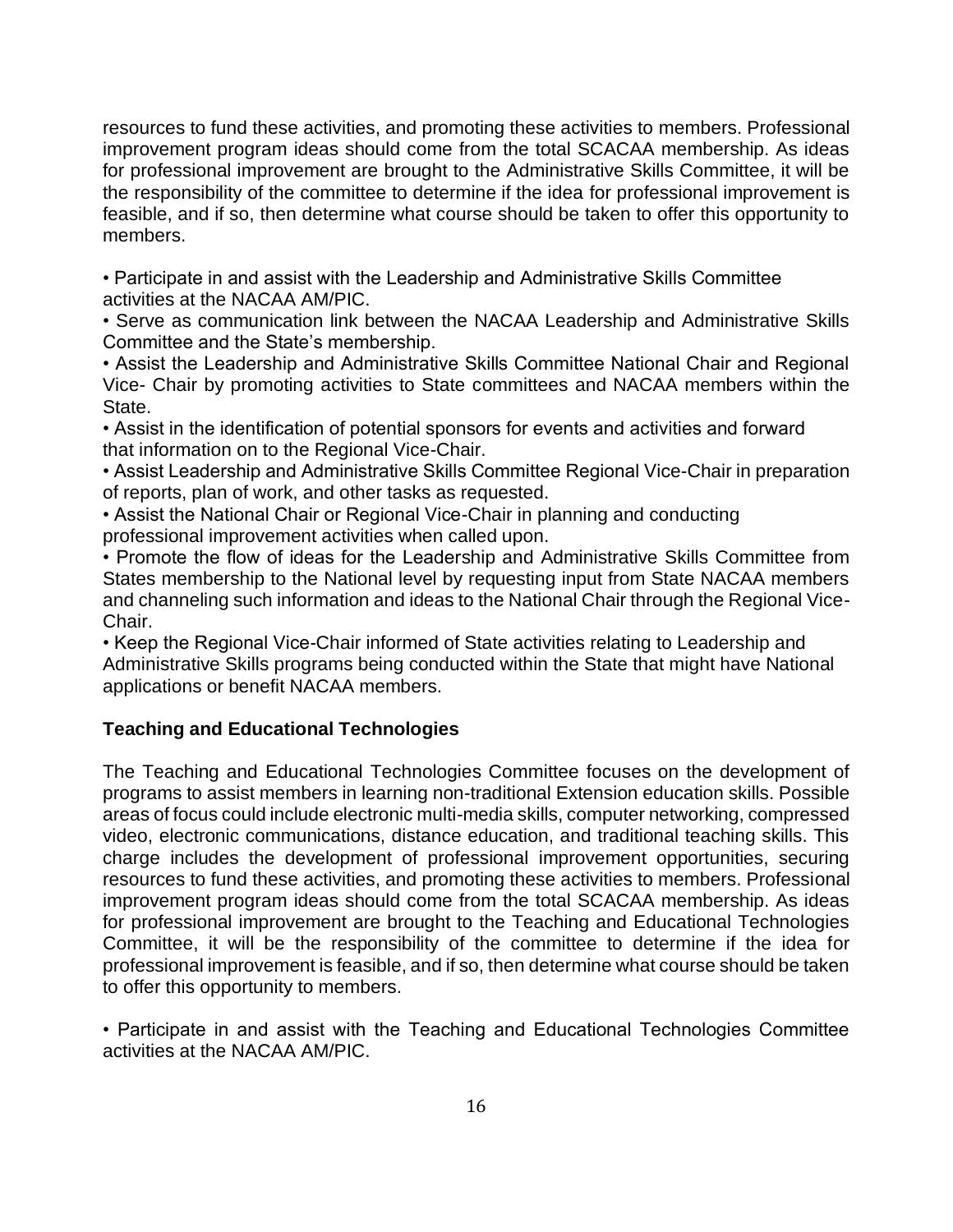resources to fund these activities, and promoting these activities to members. Professional improvement program ideas should come from the total SCACAA membership. As ideas for professional improvement are brought to the Administrative Skills Committee, it will be the responsibility of the committee to determine if the idea for professional improvement is feasible, and if so, then determine what course should be taken to offer this opportunity to members.

- Participate in and assist with the Leadership and Administrative Skills Committee activities at the NACAA AM/PIC.
- Serve as communication link between the NACAA Leadership and Administrative Skills Committee and the State's membership.
- Assist the Leadership and Administrative Skills Committee National Chair and Regional Vice- Chair by promoting activities to State committees and NACAA members within the State.
- Assist in the identification of potential sponsors for events and activities and forward that information on to the Regional Vice-Chair.
- Assist Leadership and Administrative Skills Committee Regional Vice-Chair in preparation of reports, plan of work, and other tasks as requested.
- Assist the National Chair or Regional Vice-Chair in planning and conducting professional improvement activities when called upon.
- Promote the flow of ideas for the Leadership and Administrative Skills Committee from States membership to the National level by requesting input from State NACAA members and channeling such information and ideas to the National Chair through the Regional Vice-Chair.
- Keep the Regional Vice-Chair informed of State activities relating to Leadership and Administrative Skills programs being conducted within the State that might have National applications or benefit NACAA members.

### Teaching and Educational Technologies

The Teaching and Educational Technologies Committee focuses on the development of programs to assist members in learning non-traditional Extension education skills. Possible areas of focus could include electronic multi-media skills, computer networking, compressed video, electronic communications, distance education, and traditional teaching skills. This charge includes the development of professional improvement opportunities, securing resources to fund these activities, and promoting these activities to members. Professional improvement program ideas should come from the total SCACAA membership. As ideas for professional improvement are brought to the Teaching and Educational Technologies Committee, it will be the responsibility of the committee to determine if the idea for professional improvement is feasible, and if so, then determine what course should be taken to offer this opportunity to members.

- Participate in and assist with the Teaching and Educational Technologies Committee activities at the NACAA AM/PIC.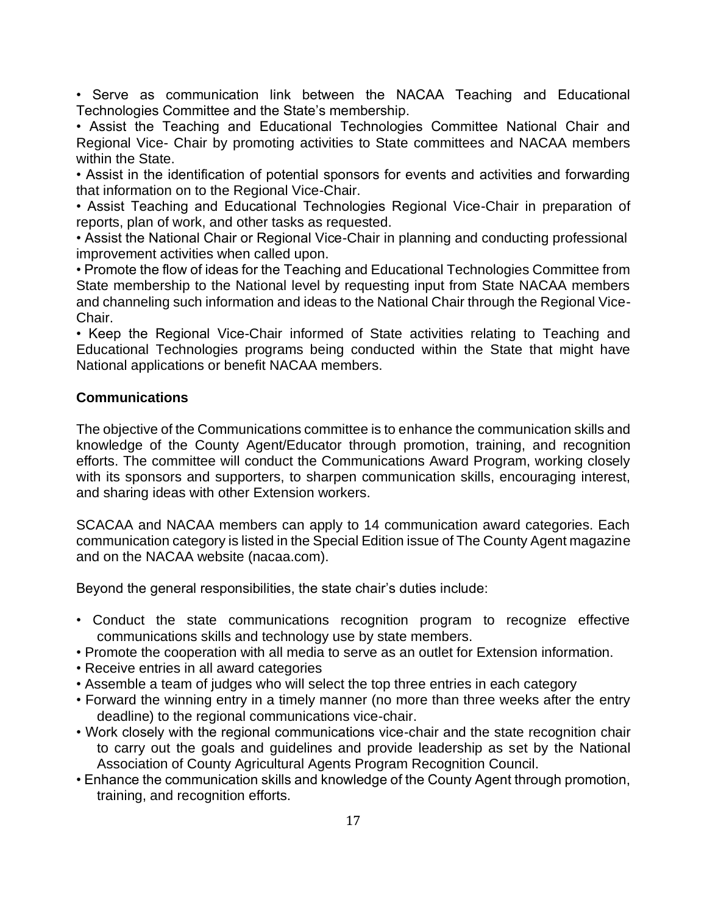- Serve as communication link between the NACAA Teaching and Educational Technologies Committee and the State's membership.
- Assist the Teaching and Educational Technologies Committee National Chair and Regional Vice- Chair by promoting activities to State committees and NACAA members within the State.
- Assist in the identification of potential sponsors for events and activities and forwarding that information on to the Regional Vice-Chair.
- Assist Teaching and Educational Technologies Regional Vice-Chair in preparation of reports, plan of work, and other tasks as requested.
- Assist the National Chair or Regional Vice-Chair in planning and conducting professional improvement activities when called upon.
- Promote the flow of ideas for the Teaching and Educational Technologies Committee from State membership to the National level by requesting input from State NACAA members and channeling such information and ideas to the National Chair through the Regional Vice-Chair.
- Keep the Regional Vice-Chair informed of State activities relating to Teaching and Educational Technologies programs being conducted within the State that might have National applications or benefit NACAA members.

### Communications

The objective of the Communications committee is to enhance the communication skills and knowledge of the County Agent/Educator through promotion, training, and recognition efforts. The committee will conduct the Communications Award Program, working closely with its sponsors and supporters, to sharpen communication skills, encouraging interest, and sharing ideas with other Extension workers.

SCACAA and NACAA members can apply to 14 communication award categories. Each communication category is listed in the Special Edition issue of The County Agent magazine and on the NACAA website (nacaa.com).

Beyond the general responsibilities, the state chair's duties include:

- Conduct the state communications recognition program to recognize effective communications skills and technology use by state members.
- Promote the cooperation with all media to serve as an outlet for Extension information.
- Receive entries in all award categories
- Assemble a team of judges who will select the top three entries in each category
- Forward the winning entry in a timely manner (no more than three weeks after the entry deadline) to the regional communications vice-chair.
- Work closely with the regional communications vice-chair and the state recognition chair to carry out the goals and guidelines and provide leadership as set by the National Association of County Agricultural Agents Program Recognition Council.
- Enhance the communication skills and knowledge of the County Agent through promotion, training, and recognition efforts.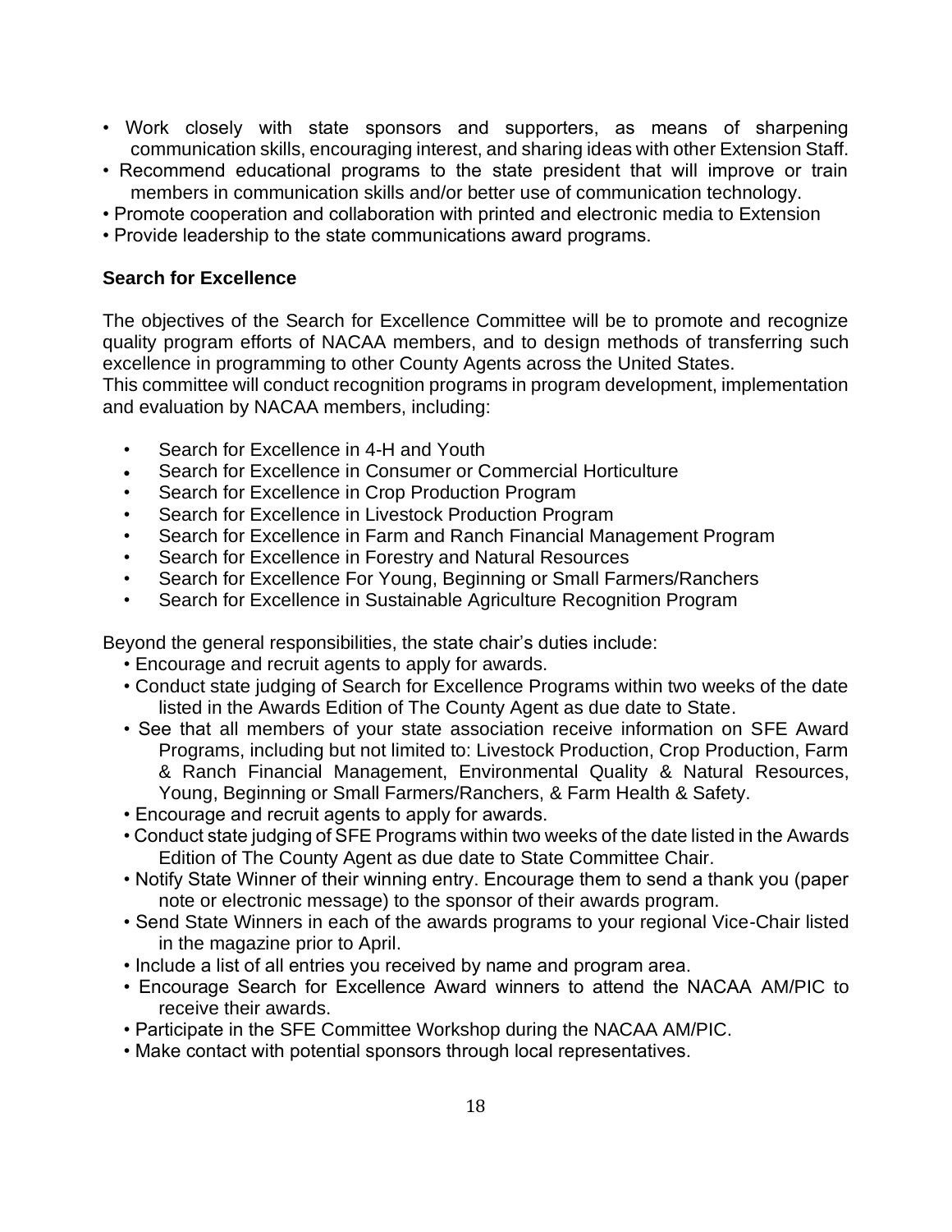- Work closely with state sponsors and supporters, as means of sharpening communication skills, encouraging interest, and sharing ideas with other Extension Staff.
- Recommend educational programs to the state president that will improve or train members in communication skills and/or better use of communication technology.
- Promote cooperation and collaboration with printed and electronic media to Extension
- Provide leadership to the state communications award programs.

**Search for Excellence**

The objectives of the Search for Excellence Committee will be to promote and recognize quality program efforts of NACAA members, and to design methods of transferring such excellence in programming to other County Agents across the United States.
This committee will conduct recognition programs in program development, implementation and evaluation by NACAA members, including:

- Search for Excellence in 4-H and Youth
- Search for Excellence in Consumer or Commercial Horticulture
- Search for Excellence in Crop Production Program
- Search for Excellence in Livestock Production Program
- Search for Excellence in Farm and Ranch Financial Management Program
- Search for Excellence in Forestry and Natural Resources
- Search for Excellence For Young, Beginning or Small Farmers/Ranchers
- Search for Excellence in Sustainable Agriculture Recognition Program

Beyond the general responsibilities, the state chair's duties include:

- Encourage and recruit agents to apply for awards.
- Conduct state judging of Search for Excellence Programs within two weeks of the date listed in the Awards Edition of The County Agent as due date to State.
- See that all members of your state association receive information on SFE Award Programs, including but not limited to: Livestock Production, Crop Production, Farm & Ranch Financial Management, Environmental Quality & Natural Resources, Young, Beginning or Small Farmers/Ranchers, & Farm Health & Safety.
- Encourage and recruit agents to apply for awards.
- Conduct state judging of SFE Programs within two weeks of the date listed in the Awards Edition of The County Agent as due date to State Committee Chair.
- Notify State Winner of their winning entry. Encourage them to send a thank you (paper note or electronic message) to the sponsor of their awards program.
- Send State Winners in each of the awards programs to your regional Vice-Chair listed in the magazine prior to April.
- Include a list of all entries you received by name and program area.
- Encourage Search for Excellence Award winners to attend the NACAA AM/PIC to receive their awards.
- Participate in the SFE Committee Workshop during the NACAA AM/PIC.
- Make contact with potential sponsors through local representatives.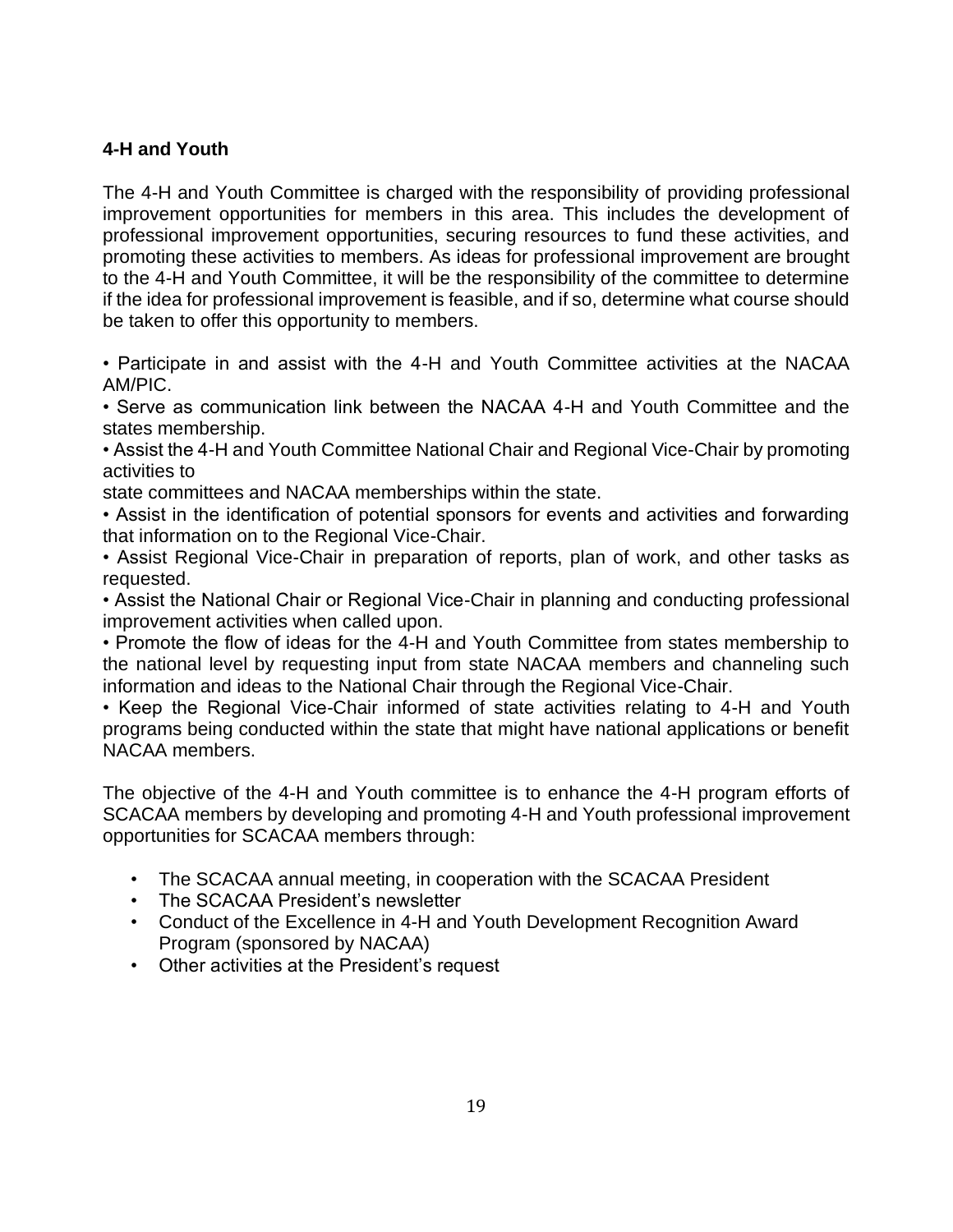**4-H and Youth**

The 4-H and Youth Committee is charged with the responsibility of providing professional improvement opportunities for members in this area. This includes the development of professional improvement opportunities, securing resources to fund these activities, and promoting these activities to members. As ideas for professional improvement are brought to the 4-H and Youth Committee, it will be the responsibility of the committee to determine if the idea for professional improvement is feasible, and if so, determine what course should be taken to offer this opportunity to members.

- Participate in and assist with the 4-H and Youth Committee activities at the NACAA AM/PIC.
- Serve as communication link between the NACAA 4-H and Youth Committee and the states membership.
- Assist the 4-H and Youth Committee National Chair and Regional Vice-Chair by promoting activities to state committees and NACAA memberships within the state.
- Assist in the identification of potential sponsors for events and activities and forwarding that information on to the Regional Vice-Chair.
- Assist Regional Vice-Chair in preparation of reports, plan of work, and other tasks as requested.
- Assist the National Chair or Regional Vice-Chair in planning and conducting professional improvement activities when called upon.
- Promote the flow of ideas for the 4-H and Youth Committee from states membership to the national level by requesting input from state NACAA members and channeling such information and ideas to the National Chair through the Regional Vice-Chair.
- Keep the Regional Vice-Chair informed of state activities relating to 4-H and Youth programs being conducted within the state that might have national applications or benefit NACAA members.

The objective of the 4-H and Youth committee is to enhance the 4-H program efforts of SCACAA members by developing and promoting 4-H and Youth professional improvement opportunities for SCACAA members through:

- The SCACAA annual meeting, in cooperation with the SCACAA President
- The SCACAA President's newsletter
- Conduct of the Excellence in 4-H and Youth Development Recognition Award Program (sponsored by NACAA)
- Other activities at the President's request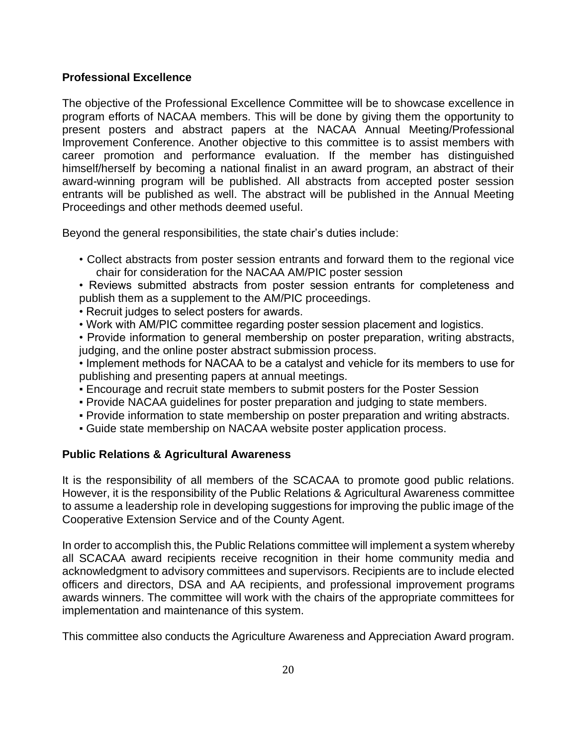**Professional Excellence**

The objective of the Professional Excellence Committee will be to showcase excellence in program efforts of NACAA members. This will be done by giving them the opportunity to present posters and abstract papers at the NACAA Annual Meeting/Professional Improvement Conference. Another objective to this committee is to assist members with career promotion and performance evaluation. If the member has distinguished himself/herself by becoming a national finalist in an award program, an abstract of their award-winning program will be published. All abstracts from accepted poster session entrants will be published as well. The abstract will be published in the Annual Meeting Proceedings and other methods deemed useful.

Beyond the general responsibilities, the state chair's duties include:

- Collect abstracts from poster session entrants and forward them to the regional vice chair for consideration for the NACAA AM/PIC poster session
- Reviews submitted abstracts from poster session entrants for completeness and publish them as a supplement to the AM/PIC proceedings.
- Recruit judges to select posters for awards.
- Work with AM/PIC committee regarding poster session placement and logistics.
- Provide information to general membership on poster preparation, writing abstracts, judging, and the online poster abstract submission process.
- Implement methods for NACAA to be a catalyst and vehicle for its members to use for publishing and presenting papers at annual meetings.
- Encourage and recruit state members to submit posters for the Poster Session
- Provide NACAA guidelines for poster preparation and judging to state members.
- Provide information to state membership on poster preparation and writing abstracts.
- Guide state membership on NACAA website poster application process.

**Public Relations & Agricultural Awareness**

It is the responsibility of all members of the SCACAA to promote good public relations. However, it is the responsibility of the Public Relations & Agricultural Awareness committee to assume a leadership role in developing suggestions for improving the public image of the Cooperative Extension Service and of the County Agent.

In order to accomplish this, the Public Relations committee will implement a system whereby all SCACAA award recipients receive recognition in their home community media and acknowledgment to advisory committees and supervisors. Recipients are to include elected officers and directors, DSA and AA recipients, and professional improvement programs awards winners. The committee will work with the chairs of the appropriate committees for implementation and maintenance of this system.

This committee also conducts the Agriculture Awareness and Appreciation Award program.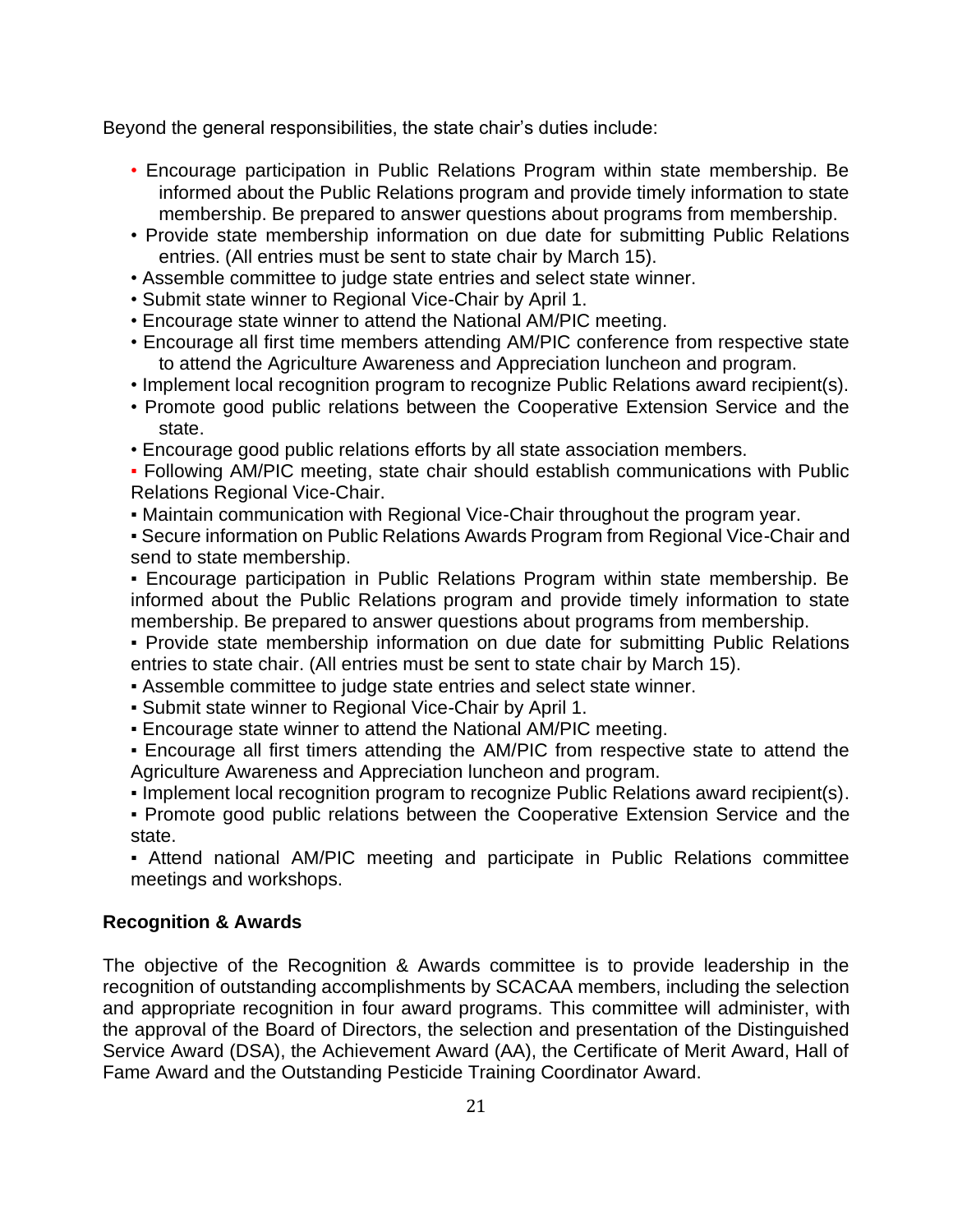Beyond the general responsibilities, the state chair's duties include:

- Encourage participation in Public Relations Program within state membership. Be informed about the Public Relations program and provide timely information to state membership. Be prepared to answer questions about programs from membership.
- Provide state membership information on due date for submitting Public Relations entries. (All entries must be sent to state chair by March 15).
- Assemble committee to judge state entries and select state winner.
- Submit state winner to Regional Vice-Chair by April 1.
- Encourage state winner to attend the National AM/PIC meeting.
- Encourage all first time members attending AM/PIC conference from respective state to attend the Agriculture Awareness and Appreciation luncheon and program.
- Implement local recognition program to recognize Public Relations award recipient(s).
- Promote good public relations between the Cooperative Extension Service and the state.
- Encourage good public relations efforts by all state association members.

▪ Following AM/PIC meeting, state chair should establish communications with Public Relations Regional Vice-Chair.

▪ Maintain communication with Regional Vice-Chair throughout the program year.

▪ Secure information on Public Relations Awards Program from Regional Vice-Chair and send to state membership.

▪ Encourage participation in Public Relations Program within state membership. Be informed about the Public Relations program and provide timely information to state membership. Be prepared to answer questions about programs from membership.

▪ Provide state membership information on due date for submitting Public Relations entries to state chair. (All entries must be sent to state chair by March 15).

▪ Assemble committee to judge state entries and select state winner.

▪ Submit state winner to Regional Vice-Chair by April 1.

▪ Encourage state winner to attend the National AM/PIC meeting.

▪ Encourage all first timers attending the AM/PIC from respective state to attend the Agriculture Awareness and Appreciation luncheon and program.

▪ Implement local recognition program to recognize Public Relations award recipient(s).

▪ Promote good public relations between the Cooperative Extension Service and the state.

▪ Attend national AM/PIC meeting and participate in Public Relations committee meetings and workshops.

**Recognition & Awards**

The objective of the Recognition & Awards committee is to provide leadership in the recognition of outstanding accomplishments by SCACAA members, including the selection and appropriate recognition in four award programs. This committee will administer, with the approval of the Board of Directors, the selection and presentation of the Distinguished Service Award (DSA), the Achievement Award (AA), the Certificate of Merit Award, Hall of Fame Award and the Outstanding Pesticide Training Coordinator Award.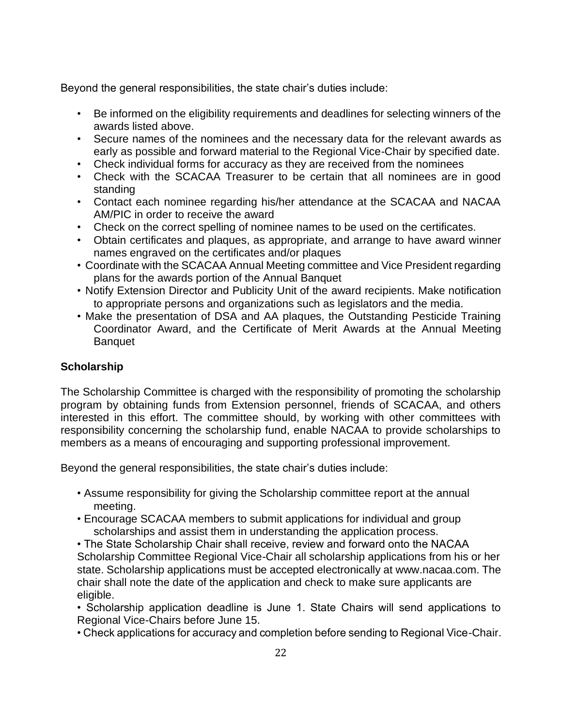Beyond the general responsibilities, the state chair's duties include:

- Be informed on the eligibility requirements and deadlines for selecting winners of the awards listed above.
- Secure names of the nominees and the necessary data for the relevant awards as early as possible and forward material to the Regional Vice-Chair by specified date.
- Check individual forms for accuracy as they are received from the nominees
- Check with the SCACAA Treasurer to be certain that all nominees are in good standing
- Contact each nominee regarding his/her attendance at the SCACAA and NACAA AM/PIC in order to receive the award
- Check on the correct spelling of nominee names to be used on the certificates.
- Obtain certificates and plaques, as appropriate, and arrange to have award winner names engraved on the certificates and/or plaques
- Coordinate with the SCACAA Annual Meeting committee and Vice President regarding plans for the awards portion of the Annual Banquet
- Notify Extension Director and Publicity Unit of the award recipients. Make notification to appropriate persons and organizations such as legislators and the media.
- Make the presentation of DSA and AA plaques, the Outstanding Pesticide Training Coordinator Award, and the Certificate of Merit Awards at the Annual Meeting Banquet

**Scholarship**

The Scholarship Committee is charged with the responsibility of promoting the scholarship program by obtaining funds from Extension personnel, friends of SCACAA, and others interested in this effort. The committee should, by working with other committees with responsibility concerning the scholarship fund, enable NACAA to provide scholarships to members as a means of encouraging and supporting professional improvement.

Beyond the general responsibilities, the state chair's duties include:

- Assume responsibility for giving the Scholarship committee report at the annual meeting.
- Encourage SCACAA members to submit applications for individual and group scholarships and assist them in understanding the application process.
- The State Scholarship Chair shall receive, review and forward onto the NACAA Scholarship Committee Regional Vice-Chair all scholarship applications from his or her state. Scholarship applications must be accepted electronically at www.nacaa.com. The chair shall note the date of the application and check to make sure applicants are eligible.
- Scholarship application deadline is June 1. State Chairs will send applications to Regional Vice-Chairs before June 15.
- Check applications for accuracy and completion before sending to Regional Vice-Chair.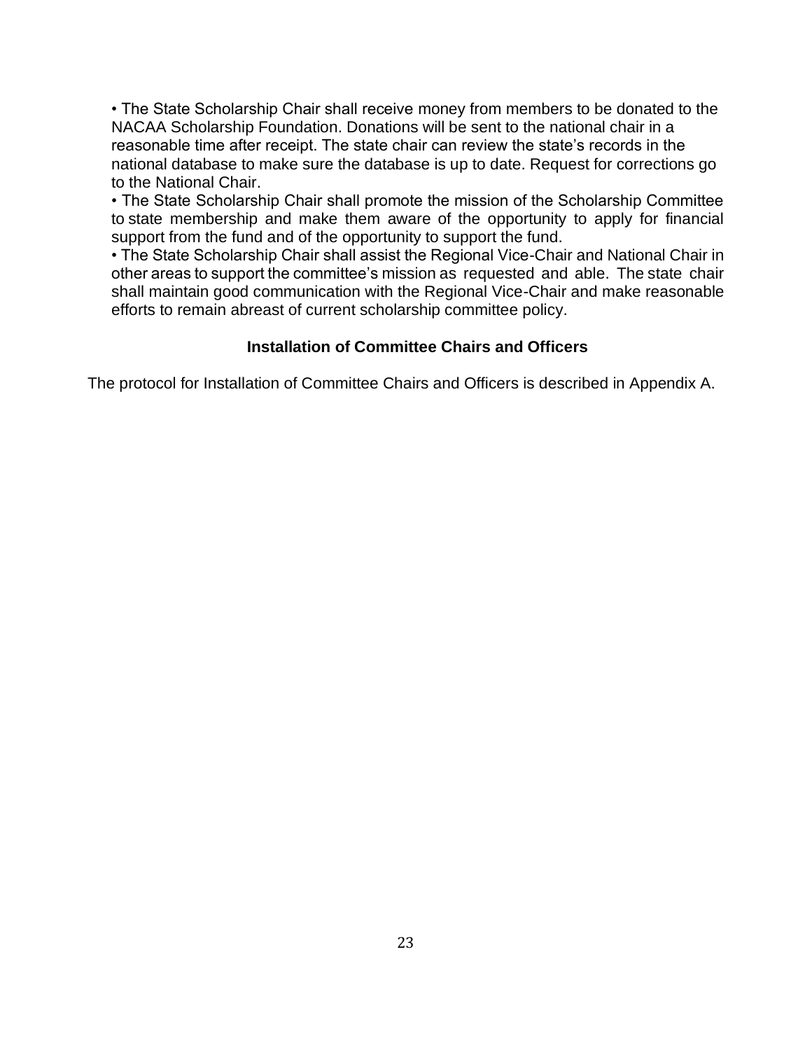- The State Scholarship Chair shall receive money from members to be donated to the NACAA Scholarship Foundation. Donations will be sent to the national chair in a reasonable time after receipt. The state chair can review the state's records in the national database to make sure the database is up to date. Request for corrections go to the National Chair.
- The State Scholarship Chair shall promote the mission of the Scholarship Committee to state membership and make them aware of the opportunity to apply for financial support from the fund and of the opportunity to support the fund.
- The State Scholarship Chair shall assist the Regional Vice-Chair and National Chair in other areas to support the committee's mission as requested and able. The state chair shall maintain good communication with the Regional Vice-Chair and make reasonable efforts to remain abreast of current scholarship committee policy.

### Installation of Committee Chairs and Officers

The protocol for Installation of Committee Chairs and Officers is described in Appendix A.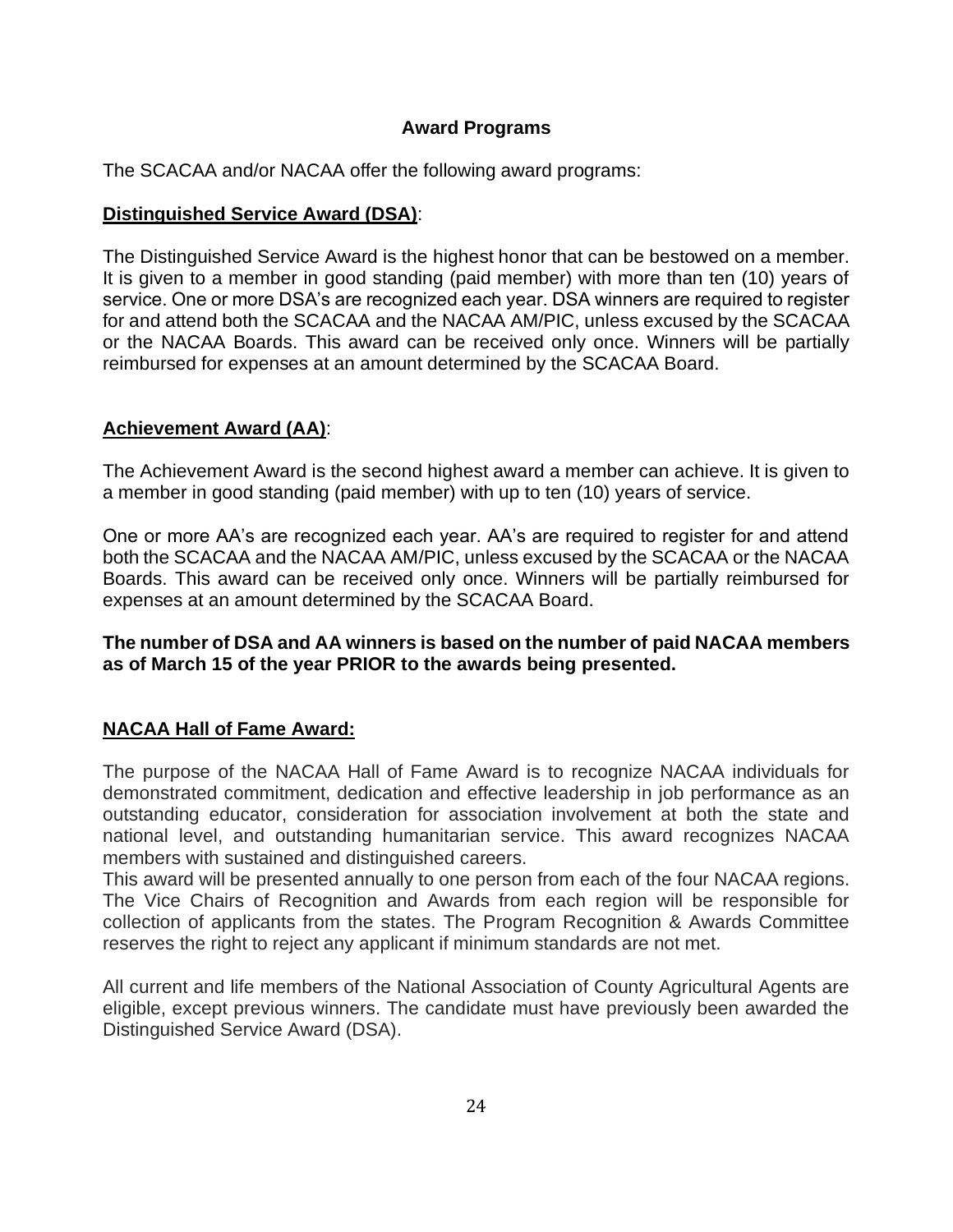## Award Programs

The SCACAA and/or NACAA offer the following award programs:

### **Distinguished Service Award (DSA)**:

The Distinguished Service Award is the highest honor that can be bestowed on a member. It is given to a member in good standing (paid member) with more than ten (10) years of service. One or more DSA's are recognized each year. DSA winners are required to register for and attend both the SCACAA and the NACAA AM/PIC, unless excused by the SCACAA or the NACAA Boards. This award can be received only once. Winners will be partially reimbursed for expenses at an amount determined by the SCACAA Board.

### **Achievement Award (AA)**:

The Achievement Award is the second highest award a member can achieve. It is given to a member in good standing (paid member) with up to ten (10) years of service.

One or more AA's are recognized each year. AA's are required to register for and attend both the SCACAA and the NACAA AM/PIC, unless excused by the SCACAA or the NACAA Boards. This award can be received only once. Winners will be partially reimbursed for expenses at an amount determined by the SCACAA Board.

**The number of DSA and AA winners is based on the number of paid NACAA members as of March 15 of the year PRIOR to the awards being presented.**

### **NACAA Hall of Fame Award:**

The purpose of the NACAA Hall of Fame Award is to recognize NACAA individuals for demonstrated commitment, dedication and effective leadership in job performance as an outstanding educator, consideration for association involvement at both the state and national level, and outstanding humanitarian service. This award recognizes NACAA members with sustained and distinguished careers.

This award will be presented annually to one person from each of the four NACAA regions. The Vice Chairs of Recognition and Awards from each region will be responsible for collection of applicants from the states. The Program Recognition & Awards Committee reserves the right to reject any applicant if minimum standards are not met.

All current and life members of the National Association of County Agricultural Agents are eligible, except previous winners. The candidate must have previously been awarded the Distinguished Service Award (DSA).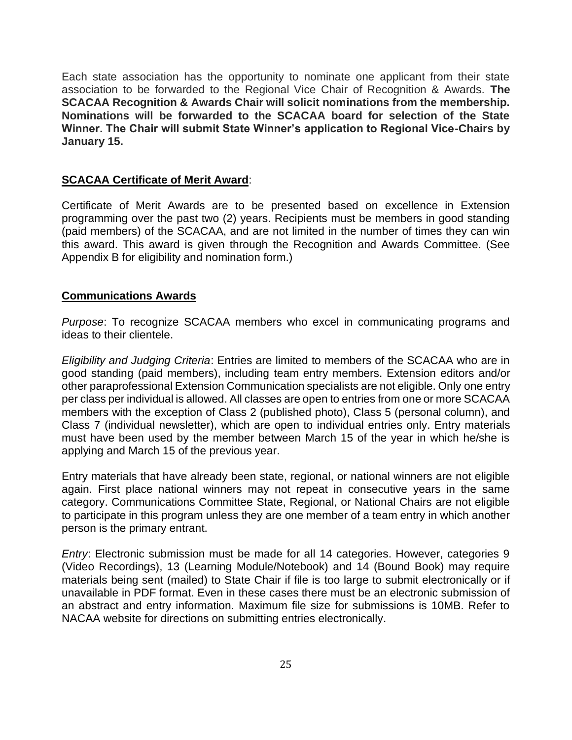Each state association has the opportunity to nominate one applicant from their state association to be forwarded to the Regional Vice Chair of Recognition & Awards. **The SCACAA Recognition & Awards Chair will solicit nominations from the membership. Nominations will be forwarded to the SCACAA board for selection of the State Winner. The Chair will submit State Winner's application to Regional Vice-Chairs by January 15.**

**SCACAA Certificate of Merit Award**:

Certificate of Merit Awards are to be presented based on excellence in Extension programming over the past two (2) years. Recipients must be members in good standing (paid members) of the SCACAA, and are not limited in the number of times they can win this award. This award is given through the Recognition and Awards Committee. (See Appendix B for eligibility and nomination form.)

**Communications Awards**

*Purpose*: To recognize SCACAA members who excel in communicating programs and ideas to their clientele.

*Eligibility and Judging Criteria*: Entries are limited to members of the SCACAA who are in good standing (paid members), including team entry members. Extension editors and/or other paraprofessional Extension Communication specialists are not eligible. Only one entry per class per individual is allowed. All classes are open to entries from one or more SCACAA members with the exception of Class 2 (published photo), Class 5 (personal column), and Class 7 (individual newsletter), which are open to individual entries only. Entry materials must have been used by the member between March 15 of the year in which he/she is applying and March 15 of the previous year.

Entry materials that have already been state, regional, or national winners are not eligible again. First place national winners may not repeat in consecutive years in the same category. Communications Committee State, Regional, or National Chairs are not eligible to participate in this program unless they are one member of a team entry in which another person is the primary entrant.

*Entry*: Electronic submission must be made for all 14 categories. However, categories 9 (Video Recordings), 13 (Learning Module/Notebook) and 14 (Bound Book) may require materials being sent (mailed) to State Chair if file is too large to submit electronically or if unavailable in PDF format. Even in these cases there must be an electronic submission of an abstract and entry information. Maximum file size for submissions is 10MB. Refer to NACAA website for directions on submitting entries electronically.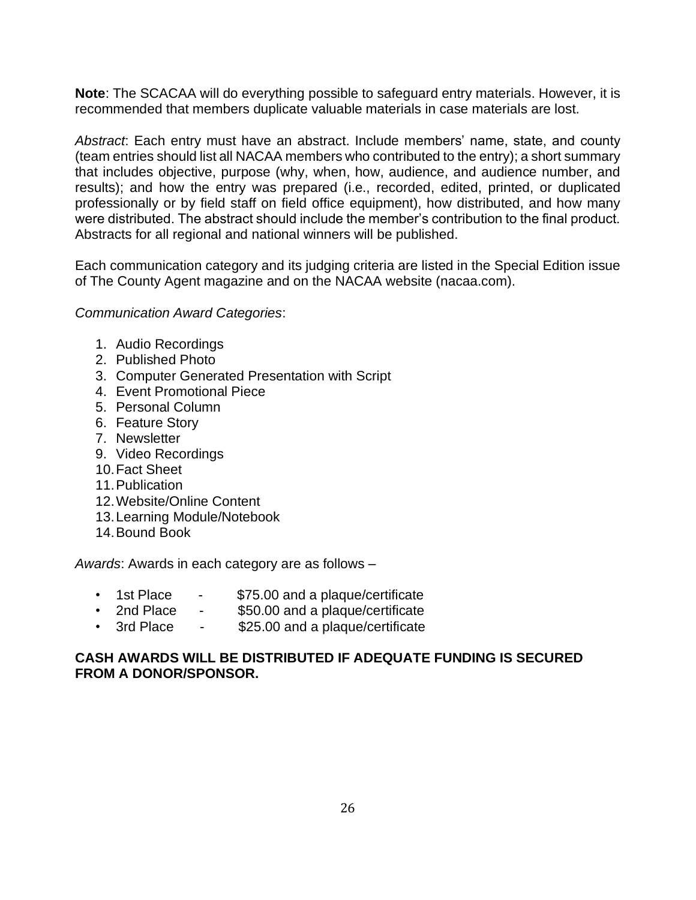**Note**: The SCACAA will do everything possible to safeguard entry materials. However, it is recommended that members duplicate valuable materials in case materials are lost.

*Abstract*: Each entry must have an abstract. Include members' name, state, and county (team entries should list all NACAA members who contributed to the entry); a short summary that includes objective, purpose (why, when, how, audience, and audience number, and results); and how the entry was prepared (i.e., recorded, edited, printed, or duplicated professionally or by field staff on field office equipment), how distributed, and how many were distributed. The abstract should include the member's contribution to the final product. Abstracts for all regional and national winners will be published.

Each communication category and its judging criteria are listed in the Special Edition issue of The County Agent magazine and on the NACAA website (nacaa.com).

*Communication Award Categories*:

1. Audio Recordings
2. Published Photo
3. Computer Generated Presentation with Script
4. Event Promotional Piece
5. Personal Column
6. Feature Story
7. Newsletter
9. Video Recordings
10. Fact Sheet
11. Publication
12. Website/Online Content
13. Learning Module/Notebook
14. Bound Book

*Awards*: Awards in each category are as follows –

- 1st Place - $75.00 and a plaque/certificate
- 2nd Place - $50.00 and a plaque/certificate
- 3rd Place - $25.00 and a plaque/certificate

**CASH AWARDS WILL BE DISTRIBUTED IF ADEQUATE FUNDING IS SECURED FROM A DONOR/SPONSOR.**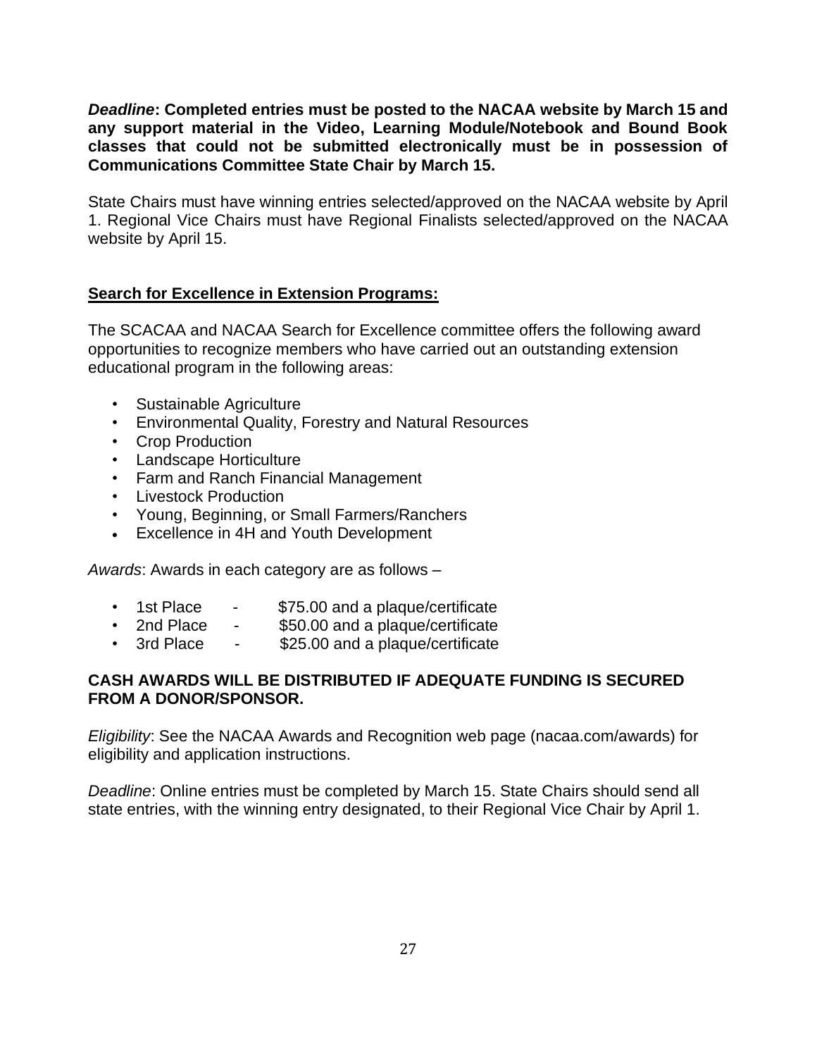***Deadline*: Completed entries must be posted to the NACAA website by March 15 and any support material in the Video, Learning Module/Notebook and Bound Book classes that could not be submitted electronically must be in possession of Communications Committee State Chair by March 15.**

State Chairs must have winning entries selected/approved on the NACAA website by April 1. Regional Vice Chairs must have Regional Finalists selected/approved on the NACAA website by April 15.

## Search for Excellence in Extension Programs:

The SCACAA and NACAA Search for Excellence committee offers the following award opportunities to recognize members who have carried out an outstanding extension educational program in the following areas:

- Sustainable Agriculture
- Environmental Quality, Forestry and Natural Resources
- Crop Production
- Landscape Horticulture
- Farm and Ranch Financial Management
- Livestock Production
- Young, Beginning, or Small Farmers/Ranchers
- Excellence in 4H and Youth Development

*Awards*: Awards in each category are as follows –

- 1st Place - $75.00 and a plaque/certificate
- 2nd Place - $50.00 and a plaque/certificate
- 3rd Place - $25.00 and a plaque/certificate

**CASH AWARDS WILL BE DISTRIBUTED IF ADEQUATE FUNDING IS SECURED FROM A DONOR/SPONSOR.**

*Eligibility*: See the NACAA Awards and Recognition web page (nacaa.com/awards) for eligibility and application instructions.

*Deadline*: Online entries must be completed by March 15. State Chairs should send all state entries, with the winning entry designated, to their Regional Vice Chair by April 1.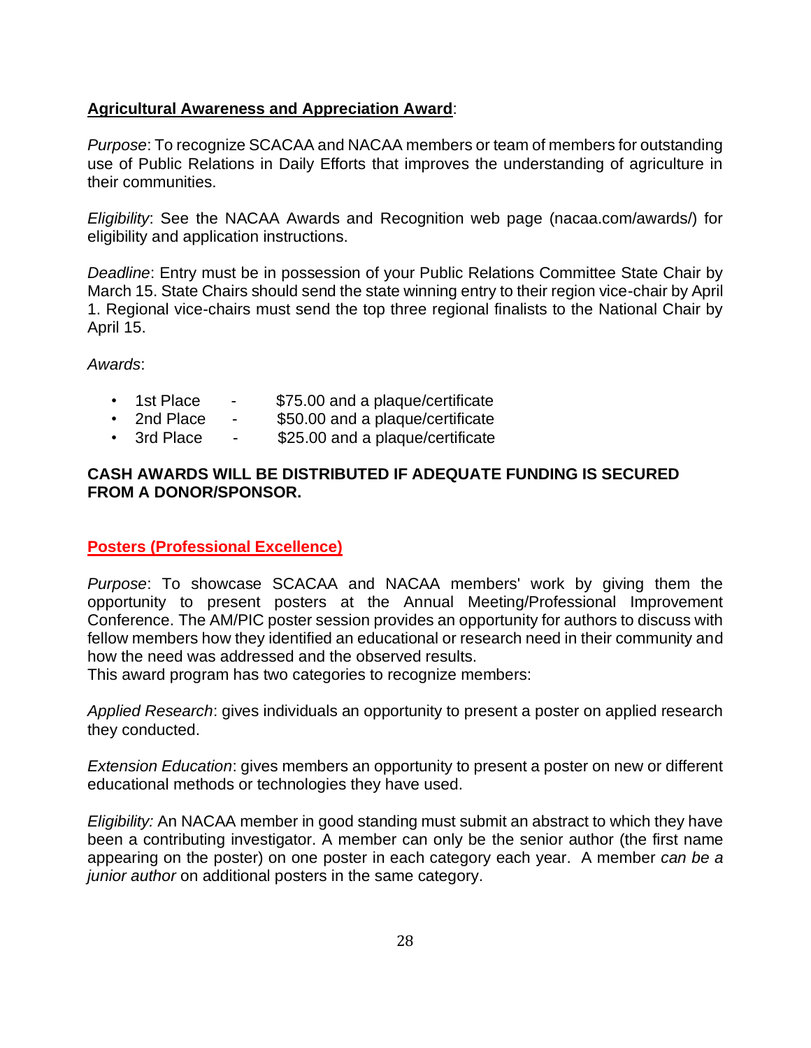**Agricultural Awareness and Appreciation Award**:

*Purpose*: To recognize SCACAA and NACAA members or team of members for outstanding use of Public Relations in Daily Efforts that improves the understanding of agriculture in their communities.

*Eligibility*: See the NACAA Awards and Recognition web page (nacaa.com/awards/) for eligibility and application instructions.

*Deadline*: Entry must be in possession of your Public Relations Committee State Chair by March 15. State Chairs should send the state winning entry to their region vice-chair by April 1. Regional vice-chairs must send the top three regional finalists to the National Chair by April 15.

*Awards*:

- 1st Place - $75.00 and a plaque/certificate
- 2nd Place - $50.00 and a plaque/certificate
- 3rd Place - $25.00 and a plaque/certificate

**CASH AWARDS WILL BE DISTRIBUTED IF ADEQUATE FUNDING IS SECURED FROM A DONOR/SPONSOR.**

**Posters (Professional Excellence)**

*Purpose*: To showcase SCACAA and NACAA members' work by giving them the opportunity to present posters at the Annual Meeting/Professional Improvement Conference. The AM/PIC poster session provides an opportunity for authors to discuss with fellow members how they identified an educational or research need in their community and how the need was addressed and the observed results.
This award program has two categories to recognize members:

*Applied Research*: gives individuals an opportunity to present a poster on applied research they conducted.

*Extension Education*: gives members an opportunity to present a poster on new or different educational methods or technologies they have used.

*Eligibility:* An NACAA member in good standing must submit an abstract to which they have been a contributing investigator. A member can only be the senior author (the first name appearing on the poster) on one poster in each category each year. A member *can be a junior author* on additional posters in the same category.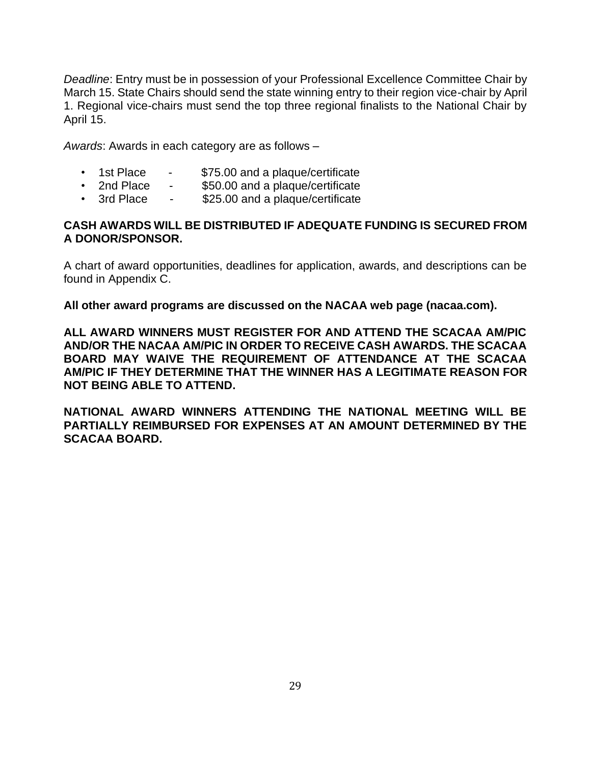*Deadline*: Entry must be in possession of your Professional Excellence Committee Chair by March 15. State Chairs should send the state winning entry to their region vice-chair by April 1. Regional vice-chairs must send the top three regional finalists to the National Chair by April 15.

*Awards*: Awards in each category are as follows –

- 1st Place - $75.00 and a plaque/certificate
- 2nd Place - $50.00 and a plaque/certificate
- 3rd Place - $25.00 and a plaque/certificate

**CASH AWARDS WILL BE DISTRIBUTED IF ADEQUATE FUNDING IS SECURED FROM A DONOR/SPONSOR.**

A chart of award opportunities, deadlines for application, awards, and descriptions can be found in Appendix C.

**All other award programs are discussed on the NACAA web page (nacaa.com).**

**ALL AWARD WINNERS MUST REGISTER FOR AND ATTEND THE SCACAA AM/PIC AND/OR THE NACAA AM/PIC IN ORDER TO RECEIVE CASH AWARDS. THE SCACAA BOARD MAY WAIVE THE REQUIREMENT OF ATTENDANCE AT THE SCACAA AM/PIC IF THEY DETERMINE THAT THE WINNER HAS A LEGITIMATE REASON FOR NOT BEING ABLE TO ATTEND.**

**NATIONAL AWARD WINNERS ATTENDING THE NATIONAL MEETING WILL BE PARTIALLY REIMBURSED FOR EXPENSES AT AN AMOUNT DETERMINED BY THE SCACAA BOARD.**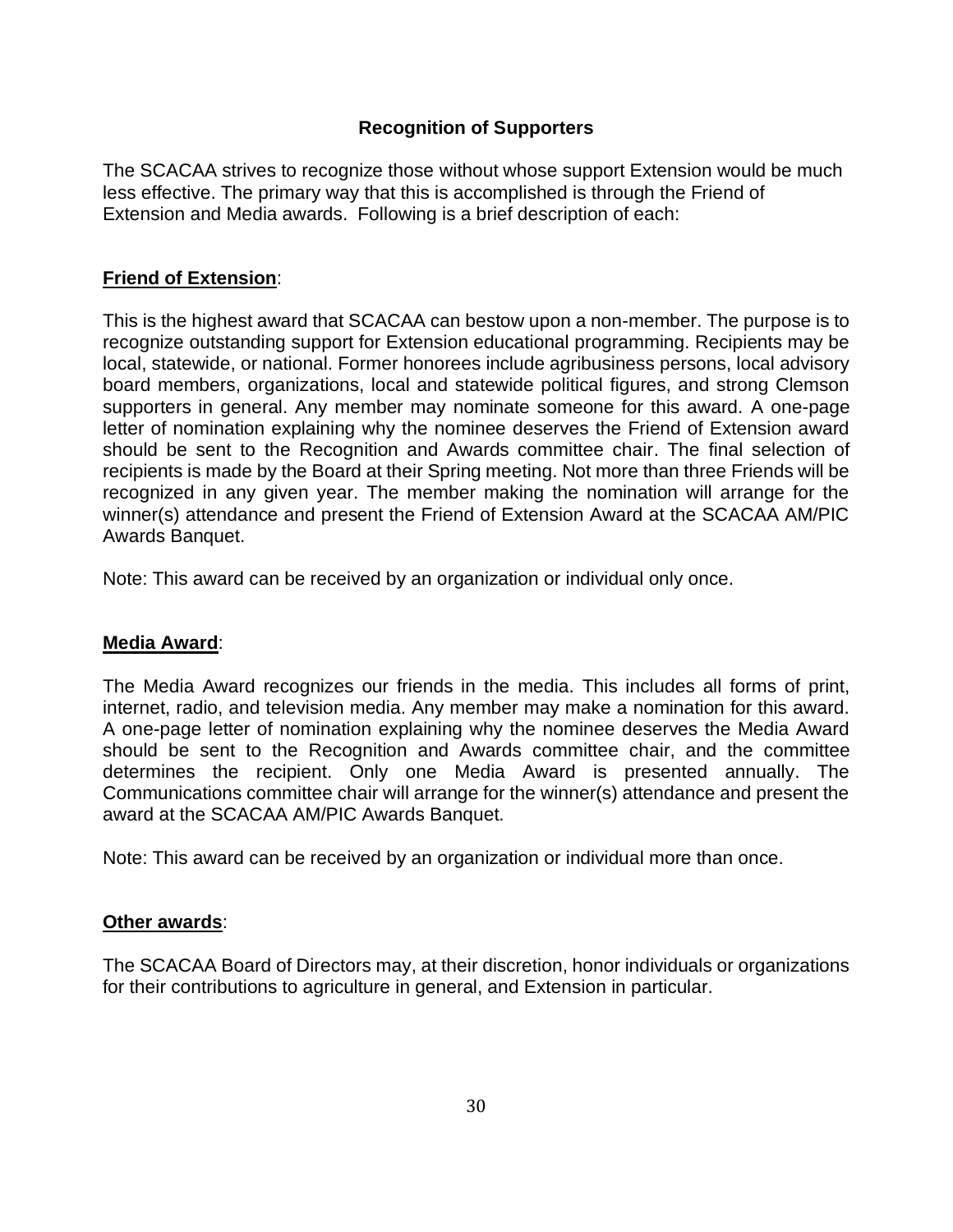## Recognition of Supporters

The SCACAA strives to recognize those without whose support Extension would be much less effective. The primary way that this is accomplished is through the Friend of Extension and Media awards. Following is a brief description of each:

**Friend of Extension**:

This is the highest award that SCACAA can bestow upon a non-member. The purpose is to recognize outstanding support for Extension educational programming. Recipients may be local, statewide, or national. Former honorees include agribusiness persons, local advisory board members, organizations, local and statewide political figures, and strong Clemson supporters in general. Any member may nominate someone for this award. A one-page letter of nomination explaining why the nominee deserves the Friend of Extension award should be sent to the Recognition and Awards committee chair. The final selection of recipients is made by the Board at their Spring meeting. Not more than three Friends will be recognized in any given year. The member making the nomination will arrange for the winner(s) attendance and present the Friend of Extension Award at the SCACAA AM/PIC Awards Banquet.

Note: This award can be received by an organization or individual only once.

**Media Award**:

The Media Award recognizes our friends in the media. This includes all forms of print, internet, radio, and television media. Any member may make a nomination for this award. A one-page letter of nomination explaining why the nominee deserves the Media Award should be sent to the Recognition and Awards committee chair, and the committee determines the recipient. Only one Media Award is presented annually. The Communications committee chair will arrange for the winner(s) attendance and present the award at the SCACAA AM/PIC Awards Banquet.

Note: This award can be received by an organization or individual more than once.

**Other awards**:

The SCACAA Board of Directors may, at their discretion, honor individuals or organizations for their contributions to agriculture in general, and Extension in particular.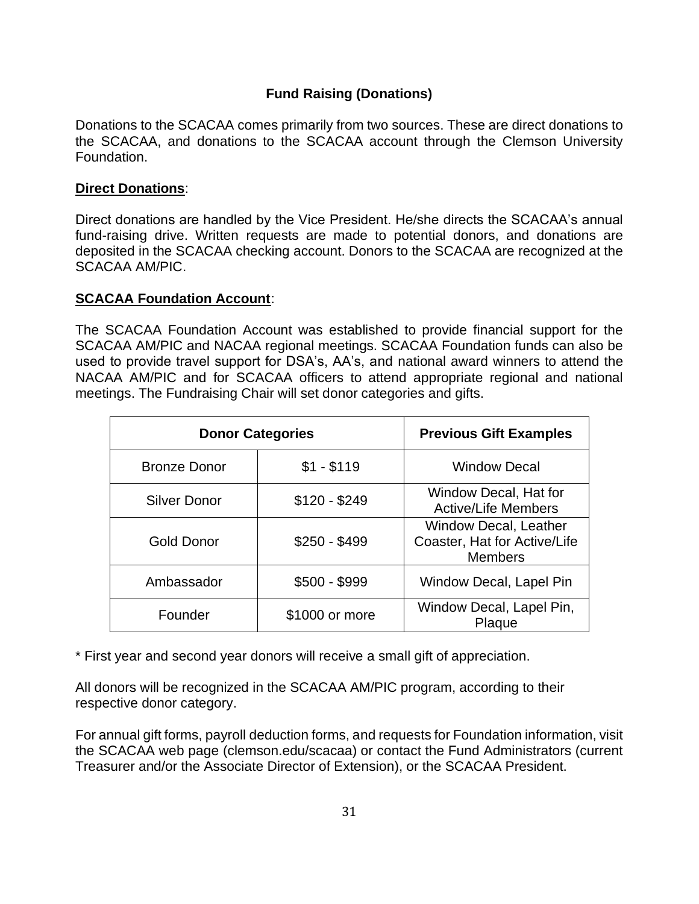## Fund Raising (Donations)

Donations to the SCACAA comes primarily from two sources. These are direct donations to the SCACAA, and donations to the SCACAA account through the Clemson University Foundation.

**Direct Donations**:

Direct donations are handled by the Vice President. He/she directs the SCACAA's annual fund-raising drive. Written requests are made to potential donors, and donations are deposited in the SCACAA checking account. Donors to the SCACAA are recognized at the SCACAA AM/PIC.

**SCACAA Foundation Account**:

The SCACAA Foundation Account was established to provide financial support for the SCACAA AM/PIC and NACAA regional meetings. SCACAA Foundation funds can also be used to provide travel support for DSA's, AA's, and national award winners to attend the NACAA AM/PIC and for SCACAA officers to attend appropriate regional and national meetings. The Fundraising Chair will set donor categories and gifts.

| Donor Categories | | Previous Gift Examples |
|---|---|---|
| Bronze Donor | $1 - $119 | Window Decal |
| Silver Donor | $120 - $249 | Window Decal, Hat for Active/Life Members |
| Gold Donor | $250 - $499 | Window Decal, Leather Coaster, Hat for Active/Life Members |
| Ambassador | $500 - $999 | Window Decal, Lapel Pin |
| Founder | $1000 or more | Window Decal, Lapel Pin, Plaque |

* First year and second year donors will receive a small gift of appreciation.

All donors will be recognized in the SCACAA AM/PIC program, according to their respective donor category.

For annual gift forms, payroll deduction forms, and requests for Foundation information, visit the SCACAA web page (clemson.edu/scacaa) or contact the Fund Administrators (current Treasurer and/or the Associate Director of Extension), or the SCACAA President.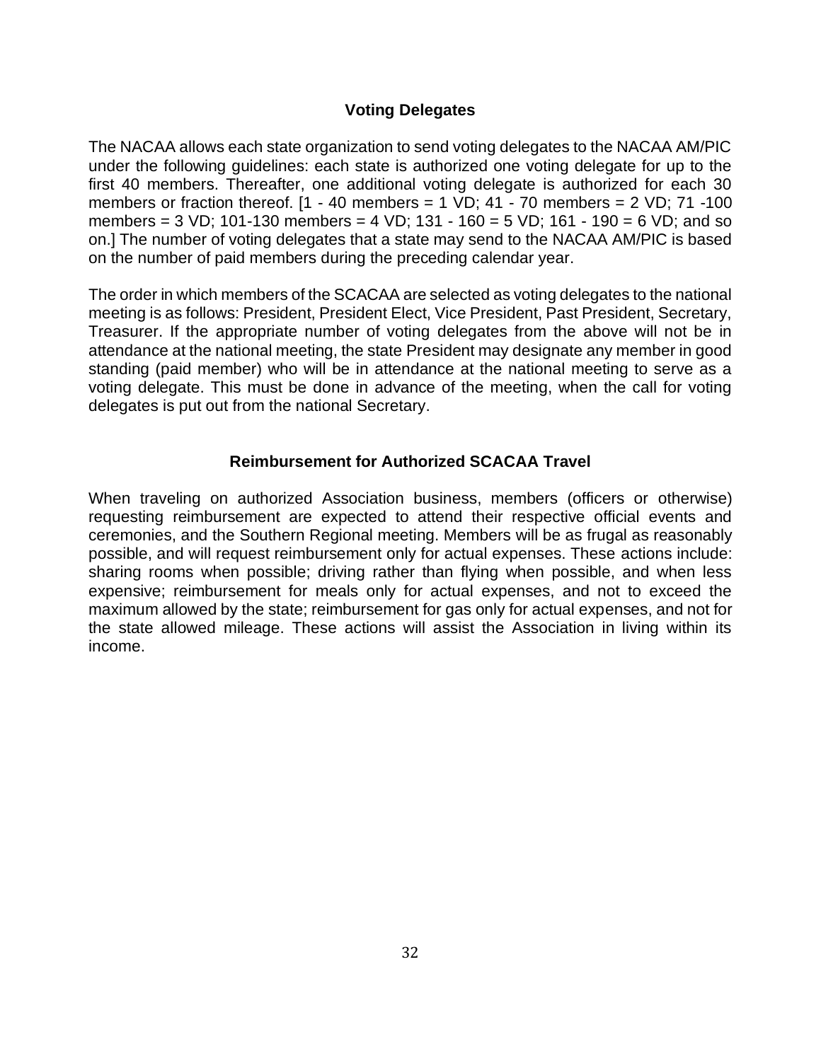## Voting Delegates

The NACAA allows each state organization to send voting delegates to the NACAA AM/PIC under the following guidelines: each state is authorized one voting delegate for up to the first 40 members. Thereafter, one additional voting delegate is authorized for each 30 members or fraction thereof. [1 - 40 members = 1 VD; 41 - 70 members = 2 VD; 71 -100 members = 3 VD; 101-130 members = 4 VD; 131 - 160 = 5 VD; 161 - 190 = 6 VD; and so on.] The number of voting delegates that a state may send to the NACAA AM/PIC is based on the number of paid members during the preceding calendar year.

The order in which members of the SCACAA are selected as voting delegates to the national meeting is as follows: President, President Elect, Vice President, Past President, Secretary, Treasurer. If the appropriate number of voting delegates from the above will not be in attendance at the national meeting, the state President may designate any member in good standing (paid member) who will be in attendance at the national meeting to serve as a voting delegate. This must be done in advance of the meeting, when the call for voting delegates is put out from the national Secretary.

## Reimbursement for Authorized SCACAA Travel

When traveling on authorized Association business, members (officers or otherwise) requesting reimbursement are expected to attend their respective official events and ceremonies, and the Southern Regional meeting. Members will be as frugal as reasonably possible, and will request reimbursement only for actual expenses. These actions include: sharing rooms when possible; driving rather than flying when possible, and when less expensive; reimbursement for meals only for actual expenses, and not to exceed the maximum allowed by the state; reimbursement for gas only for actual expenses, and not for the state allowed mileage. These actions will assist the Association in living within its income.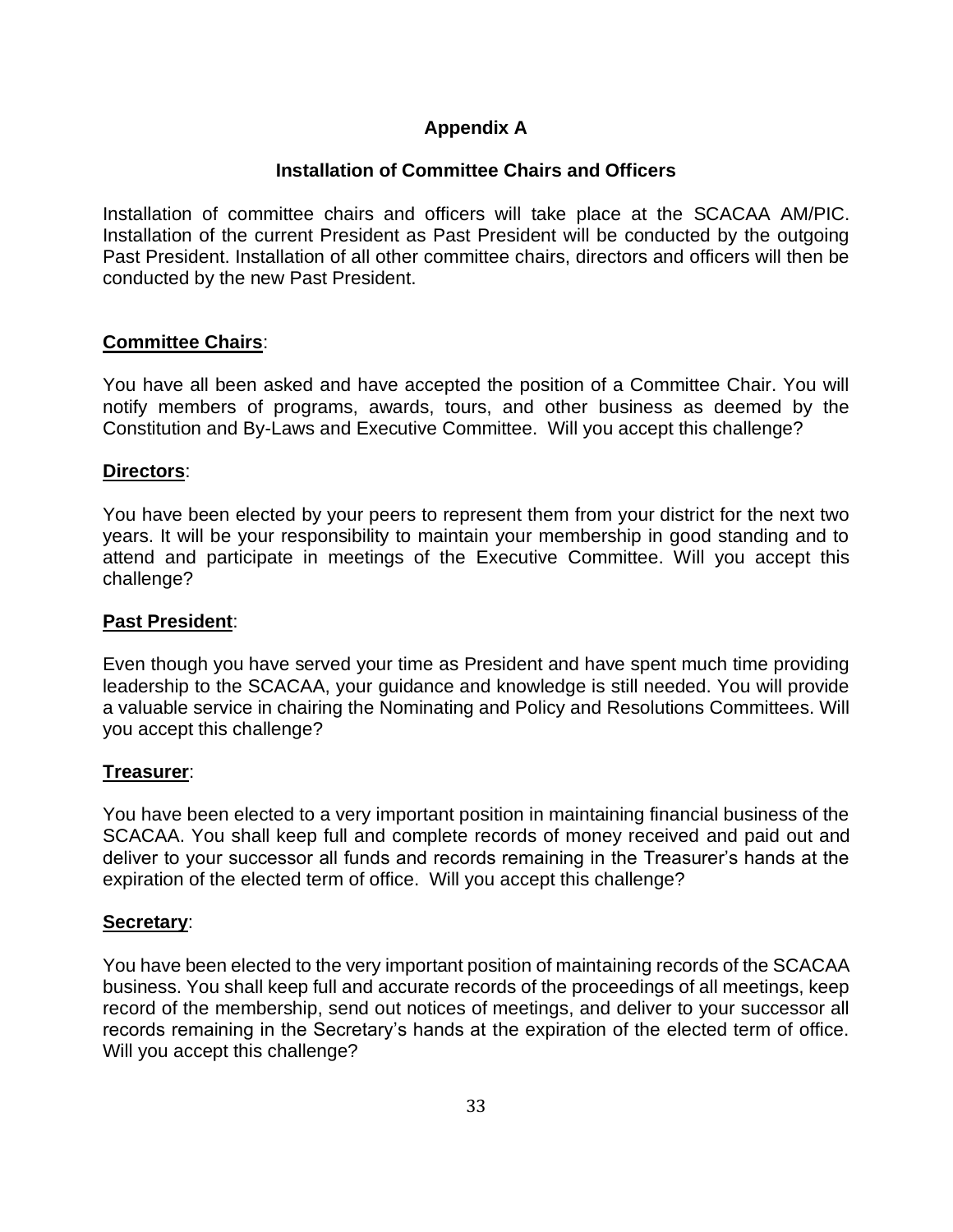# Appendix A

## Installation of Committee Chairs and Officers

Installation of committee chairs and officers will take place at the SCACAA AM/PIC. Installation of the current President as Past President will be conducted by the outgoing Past President. Installation of all other committee chairs, directors and officers will then be conducted by the new Past President.

**Committee Chairs**:

You have all been asked and have accepted the position of a Committee Chair. You will notify members of programs, awards, tours, and other business as deemed by the Constitution and By-Laws and Executive Committee. Will you accept this challenge?

**Directors**:

You have been elected by your peers to represent them from your district for the next two years. It will be your responsibility to maintain your membership in good standing and to attend and participate in meetings of the Executive Committee. Will you accept this challenge?

**Past President**:

Even though you have served your time as President and have spent much time providing leadership to the SCACAA, your guidance and knowledge is still needed. You will provide a valuable service in chairing the Nominating and Policy and Resolutions Committees. Will you accept this challenge?

**Treasurer**:

You have been elected to a very important position in maintaining financial business of the SCACAA. You shall keep full and complete records of money received and paid out and deliver to your successor all funds and records remaining in the Treasurer's hands at the expiration of the elected term of office. Will you accept this challenge?

**Secretary**:

You have been elected to the very important position of maintaining records of the SCACAA business. You shall keep full and accurate records of the proceedings of all meetings, keep record of the membership, send out notices of meetings, and deliver to your successor all records remaining in the Secretary's hands at the expiration of the elected term of office. Will you accept this challenge?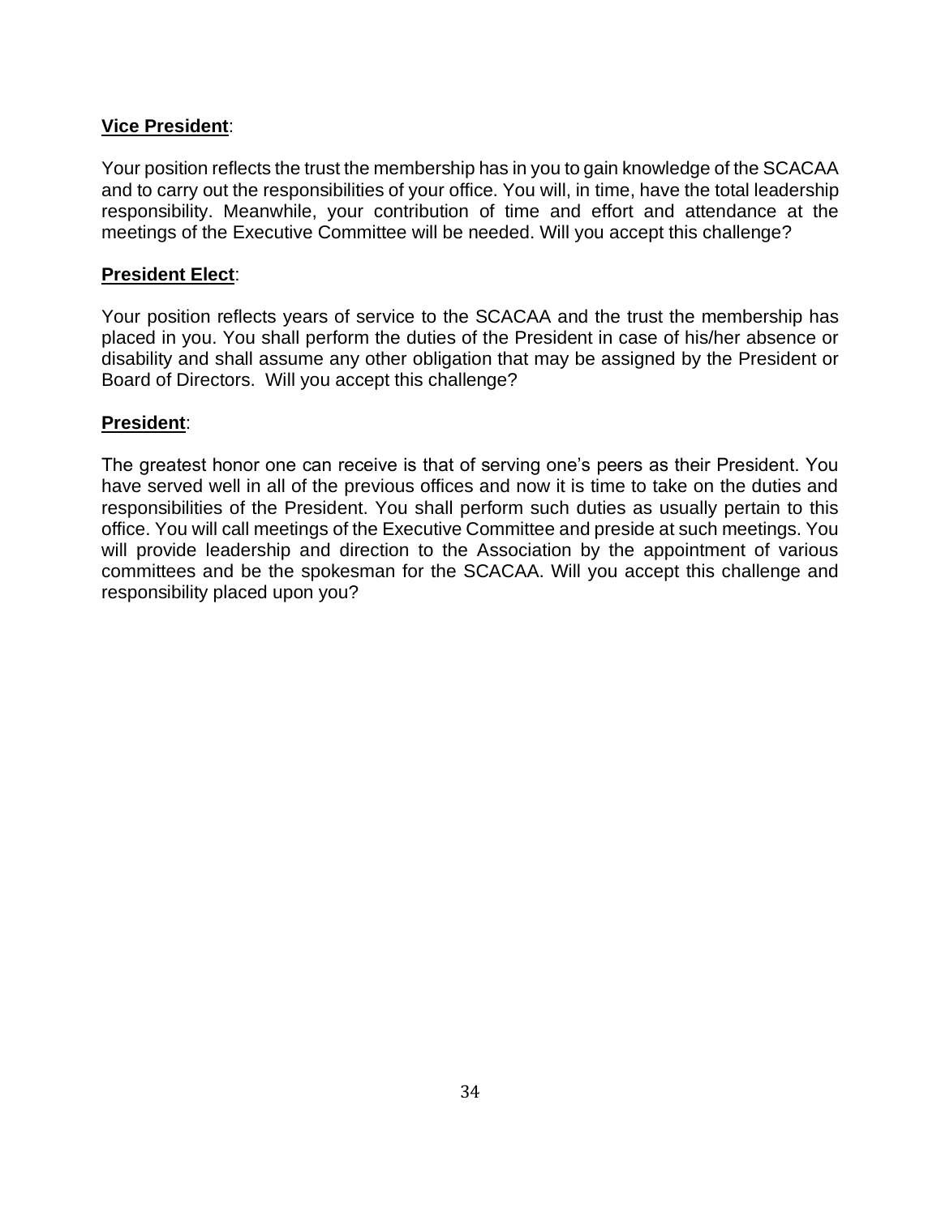__**Vice President**__:

Your position reflects the trust the membership has in you to gain knowledge of the SCACAA and to carry out the responsibilities of your office. You will, in time, have the total leadership responsibility. Meanwhile, your contribution of time and effort and attendance at the meetings of the Executive Committee will be needed. Will you accept this challenge?

__**President Elect**__:

Your position reflects years of service to the SCACAA and the trust the membership has placed in you. You shall perform the duties of the President in case of his/her absence or disability and shall assume any other obligation that may be assigned by the President or Board of Directors. Will you accept this challenge?

__**President**__:

The greatest honor one can receive is that of serving one's peers as their President. You have served well in all of the previous offices and now it is time to take on the duties and responsibilities of the President. You shall perform such duties as usually pertain to this office. You will call meetings of the Executive Committee and preside at such meetings. You will provide leadership and direction to the Association by the appointment of various committees and be the spokesman for the SCACAA. Will you accept this challenge and responsibility placed upon you?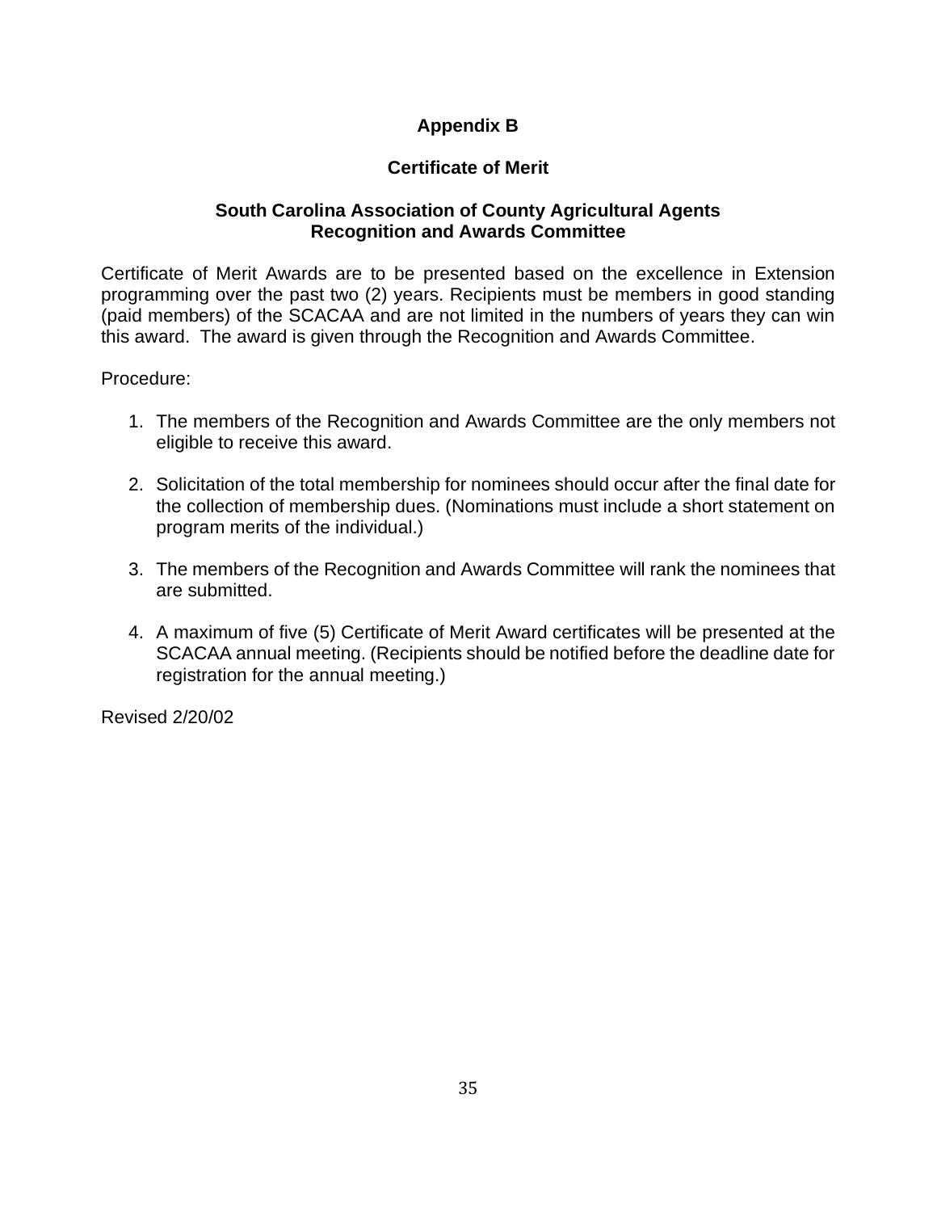## Appendix B

### Certificate of Merit

### South Carolina Association of County Agricultural Agents
### Recognition and Awards Committee

Certificate of Merit Awards are to be presented based on the excellence in Extension programming over the past two (2) years. Recipients must be members in good standing (paid members) of the SCACAA and are not limited in the numbers of years they can win this award. The award is given through the Recognition and Awards Committee.

Procedure:

1. The members of the Recognition and Awards Committee are the only members not eligible to receive this award.

2. Solicitation of the total membership for nominees should occur after the final date for the collection of membership dues. (Nominations must include a short statement on program merits of the individual.)

3. The members of the Recognition and Awards Committee will rank the nominees that are submitted.

4. A maximum of five (5) Certificate of Merit Award certificates will be presented at the SCACAA annual meeting. (Recipients should be notified before the deadline date for registration for the annual meeting.)

Revised 2/20/02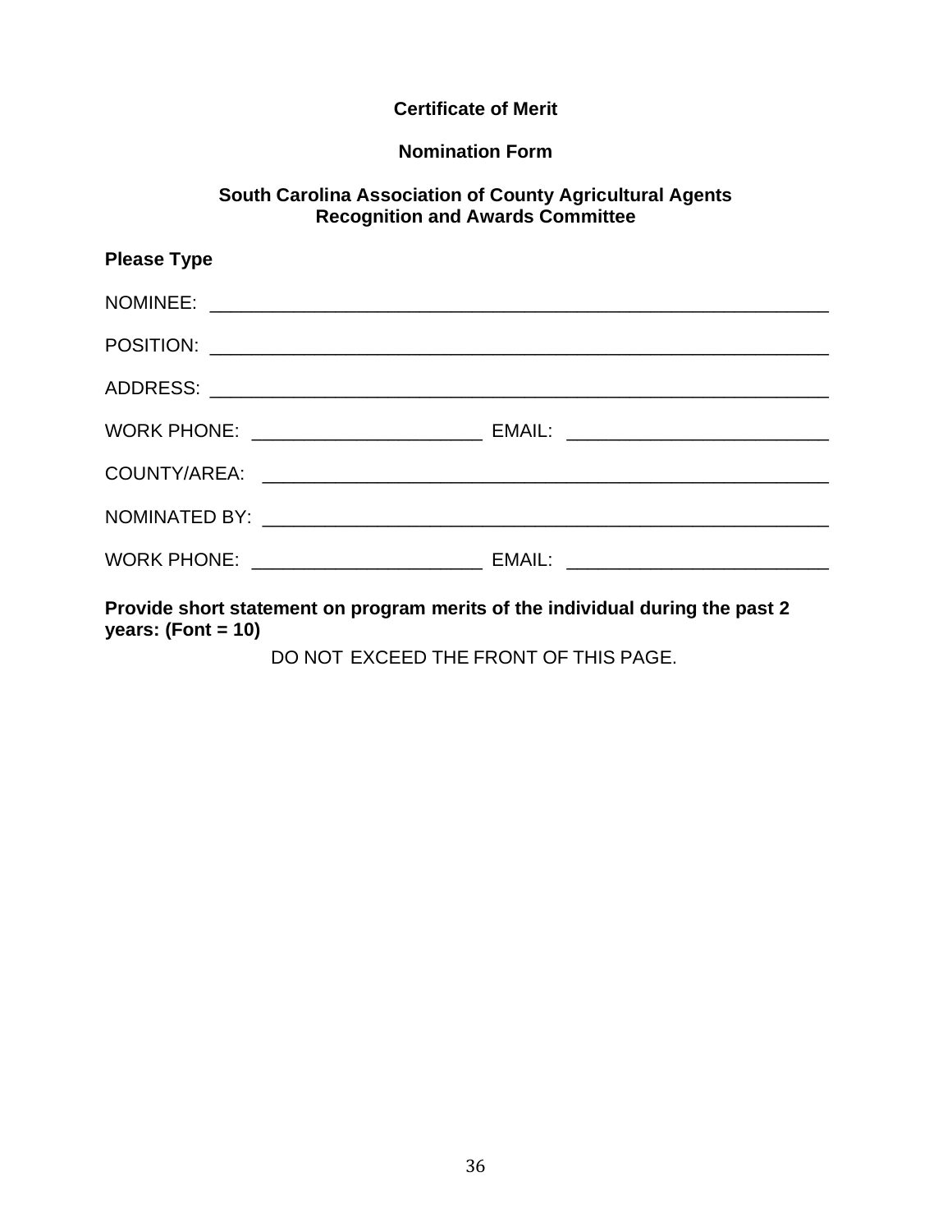**Certificate of Merit**

**Nomination Form**

**South Carolina Association of County Agricultural Agents**
**Recognition and Awards Committee**

**Please Type**

NOMINEE: ______________________________________________________________

POSITION: ______________________________________________________________

ADDRESS: ______________________________________________________________

WORK PHONE: ______________________ EMAIL: _________________________

COUNTY/AREA: _________________________________________________________

NOMINATED BY: _________________________________________________________

WORK PHONE: ______________________ EMAIL: _________________________

**Provide short statement on program merits of the individual during the past 2 years: (Font = 10)**

DO NOT EXCEED THE FRONT OF THIS PAGE.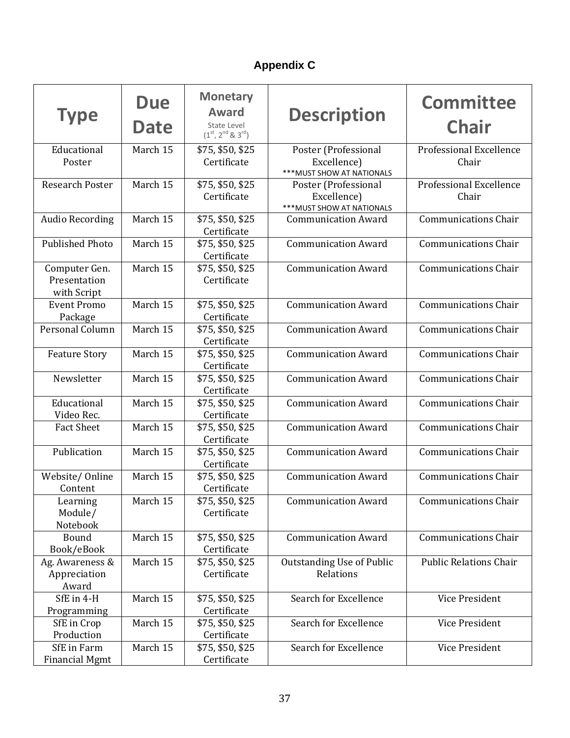### Appendix C

| Type | Due Date | Monetary Award State Level (1st, 2nd & 3rd) | Description | Committee Chair |
|---|---|---|---|---|
| Educational Poster | March 15 | $75, $50, $25 Certificate | Poster (Professional Excellence) ***MUST SHOW AT NATIONALS | Professional Excellence Chair |
| Research Poster | March 15 | $75, $50, $25 Certificate | Poster (Professional Excellence) ***MUST SHOW AT NATIONALS | Professional Excellence Chair |
| Audio Recording | March 15 | $75, $50, $25 Certificate | Communication Award | Communications Chair |
| Published Photo | March 15 | $75, $50, $25 Certificate | Communication Award | Communications Chair |
| Computer Gen. Presentation with Script | March 15 | $75, $50, $25 Certificate | Communication Award | Communications Chair |
| Event Promo Package | March 15 | $75, $50, $25 Certificate | Communication Award | Communications Chair |
| Personal Column | March 15 | $75, $50, $25 Certificate | Communication Award | Communications Chair |
| Feature Story | March 15 | $75, $50, $25 Certificate | Communication Award | Communications Chair |
| Newsletter | March 15 | $75, $50, $25 Certificate | Communication Award | Communications Chair |
| Educational Video Rec. | March 15 | $75, $50, $25 Certificate | Communication Award | Communications Chair |
| Fact Sheet | March 15 | $75, $50, $25 Certificate | Communication Award | Communications Chair |
| Publication | March 15 | $75, $50, $25 Certificate | Communication Award | Communications Chair |
| Website/ Online Content | March 15 | $75, $50, $25 Certificate | Communication Award | Communications Chair |
| Learning Module/ Notebook | March 15 | $75, $50, $25 Certificate | Communication Award | Communications Chair |
| Bound Book/eBook | March 15 | $75, $50, $25 Certificate | Communication Award | Communications Chair |
| Ag. Awareness & Appreciation Award | March 15 | $75, $50, $25 Certificate | Outstanding Use of Public Relations | Public Relations Chair |
| SfE in 4-H Programming | March 15 | $75, $50, $25 Certificate | Search for Excellence | Vice President |
| SfE in Crop Production | March 15 | $75, $50, $25 Certificate | Search for Excellence | Vice President |
| SfE in Farm Financial Mgmt | March 15 | $75, $50, $25 Certificate | Search for Excellence | Vice President |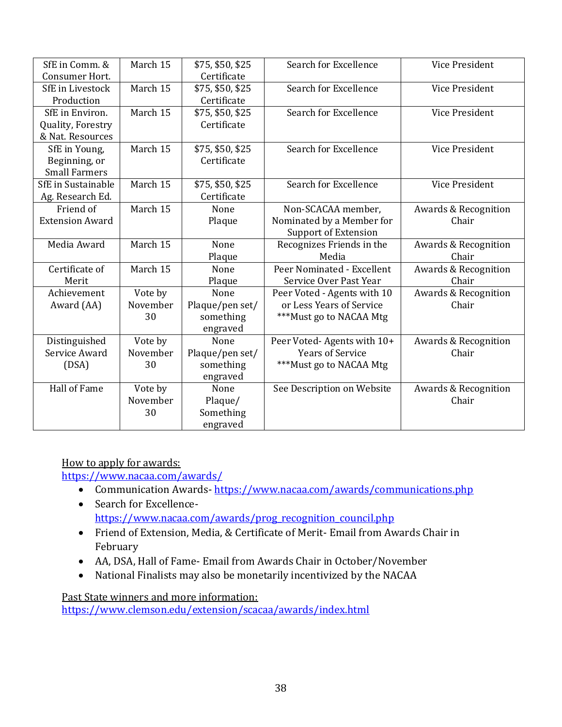| | | | | |
|---|---|---|---|---|
| SfE in Comm. & Consumer Hort. | March 15 | $75, $50, $25 Certificate | Search for Excellence | Vice President |
| SfE in Livestock Production | March 15 | $75, $50, $25 Certificate | Search for Excellence | Vice President |
| SfE in Environ. Quality, Forestry & Nat. Resources | March 15 | $75, $50, $25 Certificate | Search for Excellence | Vice President |
| SfE in Young, Beginning, or Small Farmers | March 15 | $75, $50, $25 Certificate | Search for Excellence | Vice President |
| SfE in Sustainable Ag. Research Ed. | March 15 | $75, $50, $25 Certificate | Search for Excellence | Vice President |
| Friend of Extension Award | March 15 | None Plaque | Non-SCACAA member, Nominated by a Member for Support of Extension | Awards & Recognition Chair |
| Media Award | March 15 | None Plaque | Recognizes Friends in the Media | Awards & Recognition Chair |
| Certificate of Merit | March 15 | None Plaque | Peer Nominated - Excellent Service Over Past Year | Awards & Recognition Chair |
| Achievement Award (AA) | Vote by November 30 | None Plaque/pen set/ something engraved | Peer Voted - Agents with 10 or Less Years of Service ***Must go to NACAA Mtg | Awards & Recognition Chair |
| Distinguished Service Award (DSA) | Vote by November 30 | None Plaque/pen set/ something engraved | Peer Voted- Agents with 10+ Years of Service ***Must go to NACAA Mtg | Awards & Recognition Chair |
| Hall of Fame | Vote by November 30 | None Plaque/ Something engraved | See Description on Website | Awards & Recognition Chair |

How to apply for awards:
https://www.nacaa.com/awards/

- Communication Awards- https://www.nacaa.com/awards/communications.php
- Search for Excellence- https://www.nacaa.com/awards/prog_recognition_council.php
- Friend of Extension, Media, & Certificate of Merit- Email from Awards Chair in February
- AA, DSA, Hall of Fame- Email from Awards Chair in October/November
- National Finalists may also be monetarily incentivized by the NACAA

Past State winners and more information:
https://www.clemson.edu/extension/scacaa/awards/index.html